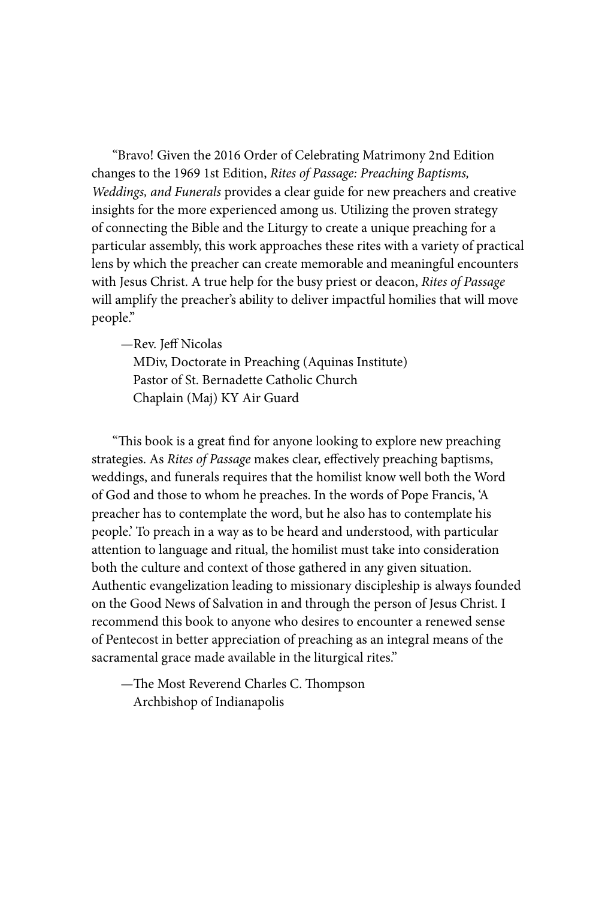"Bravo! Given the 2016 Order of Celebrating Matrimony 2nd Edition changes to the 1969 1st Edition, *Rites of Passage: Preaching Baptisms, Weddings, and Funerals* provides a clear guide for new preachers and creative insights for the more experienced among us. Utilizing the proven strategy of connecting the Bible and the Liturgy to create a unique preaching for a particular assembly, this work approaches these rites with a variety of practical lens by which the preacher can create memorable and meaningful encounters with Jesus Christ. A true help for the busy priest or deacon, *Rites of Passage* will amplify the preacher's ability to deliver impactful homilies that will move people."

—Rev. Jeff Nicolas
MDiv, Doctorate in Preaching (Aquinas Institute)
Pastor of St. Bernadette Catholic Church
Chaplain (Maj) KY Air Guard

"This book is a great find for anyone looking to explore new preaching strategies. As *Rites of Passage* makes clear, effectively preaching baptisms, weddings, and funerals requires that the homilist know well both the Word of God and those to whom he preaches. In the words of Pope Francis, 'A preacher has to contemplate the word, but he also has to contemplate his people.' To preach in a way as to be heard and understood, with particular attention to language and ritual, the homilist must take into consideration both the culture and context of those gathered in any given situation. Authentic evangelization leading to missionary discipleship is always founded on the Good News of Salvation in and through the person of Jesus Christ. I recommend this book to anyone who desires to encounter a renewed sense of Pentecost in better appreciation of preaching as an integral means of the sacramental grace made available in the liturgical rites."

—The Most Reverend Charles C. Thompson
Archbishop of Indianapolis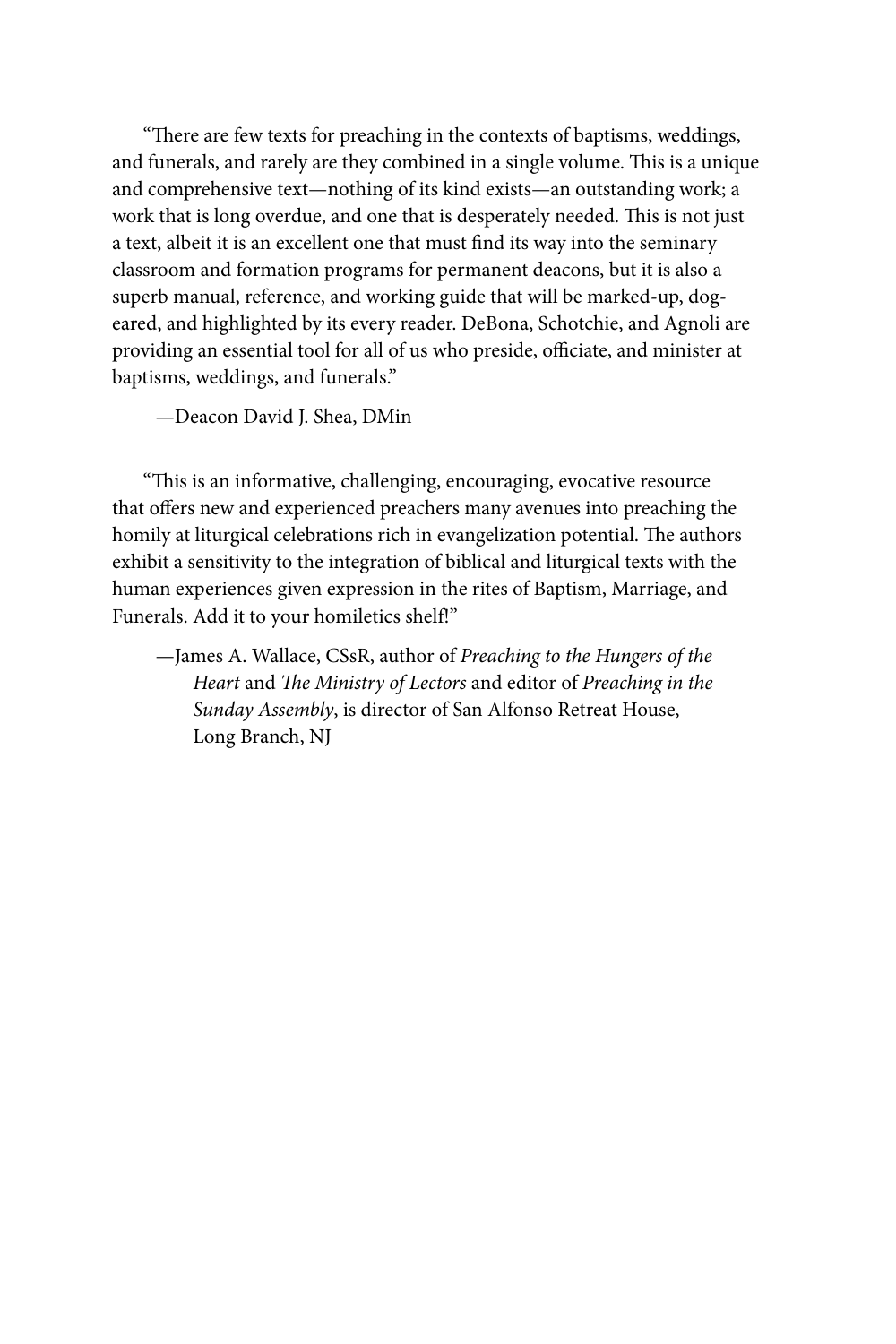"There are few texts for preaching in the contexts of baptisms, weddings, and funerals, and rarely are they combined in a single volume. This is a unique and comprehensive text—nothing of its kind exists—an outstanding work; a work that is long overdue, and one that is desperately needed. This is not just a text, albeit it is an excellent one that must find its way into the seminary classroom and formation programs for permanent deacons, but it is also a superb manual, reference, and working guide that will be marked-up, dog-eared, and highlighted by its every reader. DeBona, Schotchie, and Agnoli are providing an essential tool for all of us who preside, officiate, and minister at baptisms, weddings, and funerals."

—Deacon David J. Shea, DMin

"This is an informative, challenging, encouraging, evocative resource that offers new and experienced preachers many avenues into preaching the homily at liturgical celebrations rich in evangelization potential. The authors exhibit a sensitivity to the integration of biblical and liturgical texts with the human experiences given expression in the rites of Baptism, Marriage, and Funerals. Add it to your homiletics shelf!"

—James A. Wallace, CSsR, author of *Preaching to the Hungers of the Heart* and *The Ministry of Lectors* and editor of *Preaching in the Sunday Assembly*, is director of San Alfonso Retreat House, Long Branch, NJ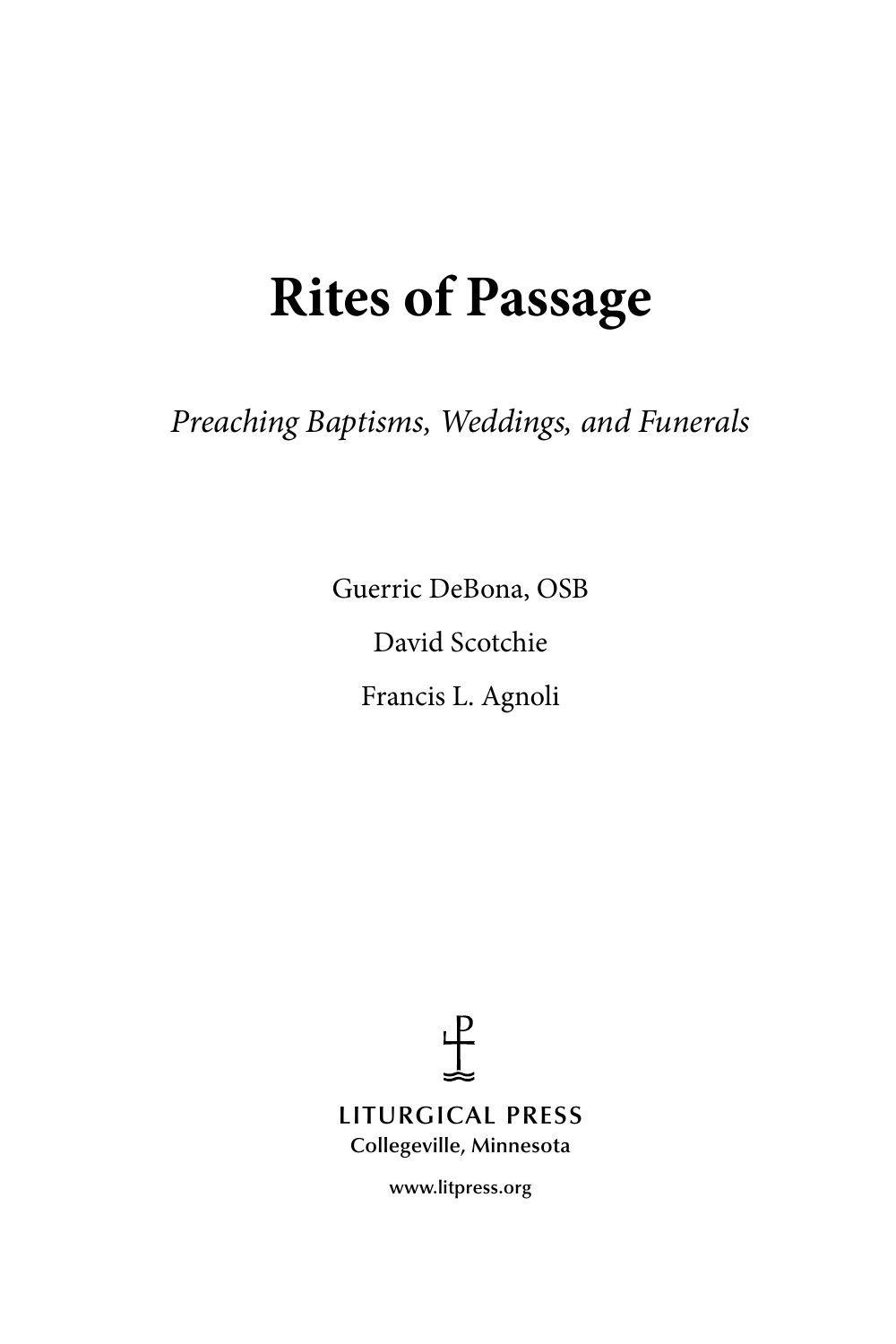# Rites of Passage

*Preaching Baptisms, Weddings, and Funerals*

Guerric DeBona, OSB

David Scotchie

Francis L. Agnoli

LITURGICAL PRESS
Collegeville, Minnesota

www.litpress.org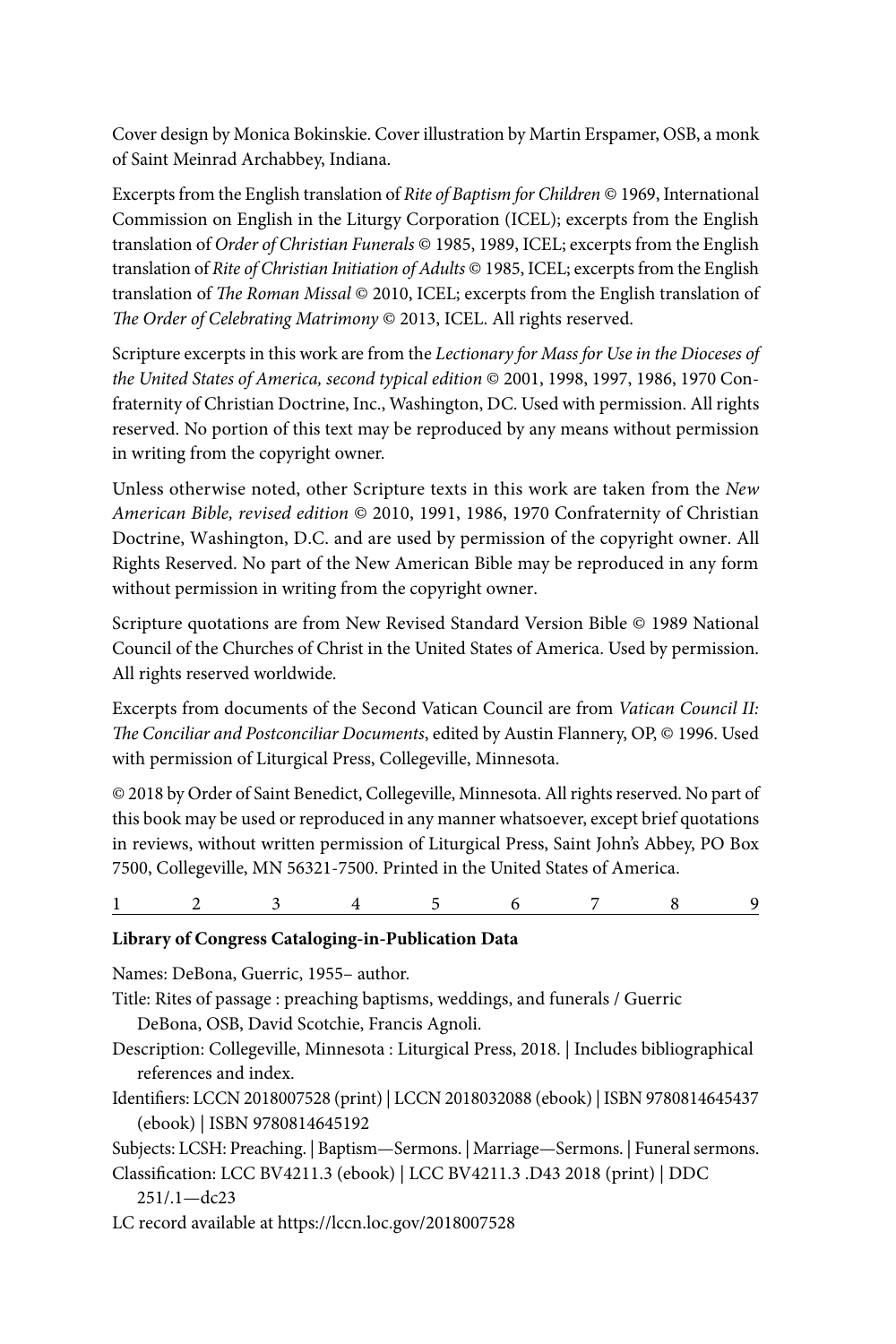Cover design by Monica Bokinskie. Cover illustration by Martin Erspamer, OSB, a monk of Saint Meinrad Archabbey, Indiana.

Excerpts from the English translation of *Rite of Baptism for Children* © 1969, International Commission on English in the Liturgy Corporation (ICEL); excerpts from the English translation of *Order of Christian Funerals* © 1985, 1989, ICEL; excerpts from the English translation of *Rite of Christian Initiation of Adults* © 1985, ICEL; excerpts from the English translation of *The Roman Missal* © 2010, ICEL; excerpts from the English translation of *The Order of Celebrating Matrimony* © 2013, ICEL. All rights reserved.

Scripture excerpts in this work are from the *Lectionary for Mass for Use in the Dioceses of the United States of America, second typical edition* © 2001, 1998, 1997, 1986, 1970 Confraternity of Christian Doctrine, Inc., Washington, DC. Used with permission. All rights reserved. No portion of this text may be reproduced by any means without permission in writing from the copyright owner.

Unless otherwise noted, other Scripture texts in this work are taken from the *New American Bible, revised edition* © 2010, 1991, 1986, 1970 Confraternity of Christian Doctrine, Washington, D.C. and are used by permission of the copyright owner. All Rights Reserved. No part of the New American Bible may be reproduced in any form without permission in writing from the copyright owner.

Scripture quotations are from New Revised Standard Version Bible © 1989 National Council of the Churches of Christ in the United States of America. Used by permission. All rights reserved worldwide.

Excerpts from documents of the Second Vatican Council are from *Vatican Council II: The Conciliar and Postconciliar Documents*, edited by Austin Flannery, OP, © 1996. Used with permission of Liturgical Press, Collegeville, Minnesota.

© 2018 by Order of Saint Benedict, Collegeville, Minnesota. All rights reserved. No part of this book may be used or reproduced in any manner whatsoever, except brief quotations in reviews, without written permission of Liturgical Press, Saint John's Abbey, PO Box 7500, Collegeville, MN 56321-7500. Printed in the United States of America.

1 2 3 4 5 6 7 8 9

**Library of Congress Cataloging-in-Publication Data**

Names: DeBona, Guerric, 1955– author.

Title: Rites of passage : preaching baptisms, weddings, and funerals / Guerric DeBona, OSB, David Scotchie, Francis Agnoli.

Description: Collegeville, Minnesota : Liturgical Press, 2018. | Includes bibliographical references and index.

Identifiers: LCCN 2018007528 (print) | LCCN 2018032088 (ebook) | ISBN 9780814645437 (ebook) | ISBN 9780814645192

Subjects: LCSH: Preaching. | Baptism—Sermons. | Marriage—Sermons. | Funeral sermons.

Classification: LCC BV4211.3 (ebook) | LCC BV4211.3 .D43 2018 (print) | DDC 251/.1—dc23

LC record available at https://lccn.loc.gov/2018007528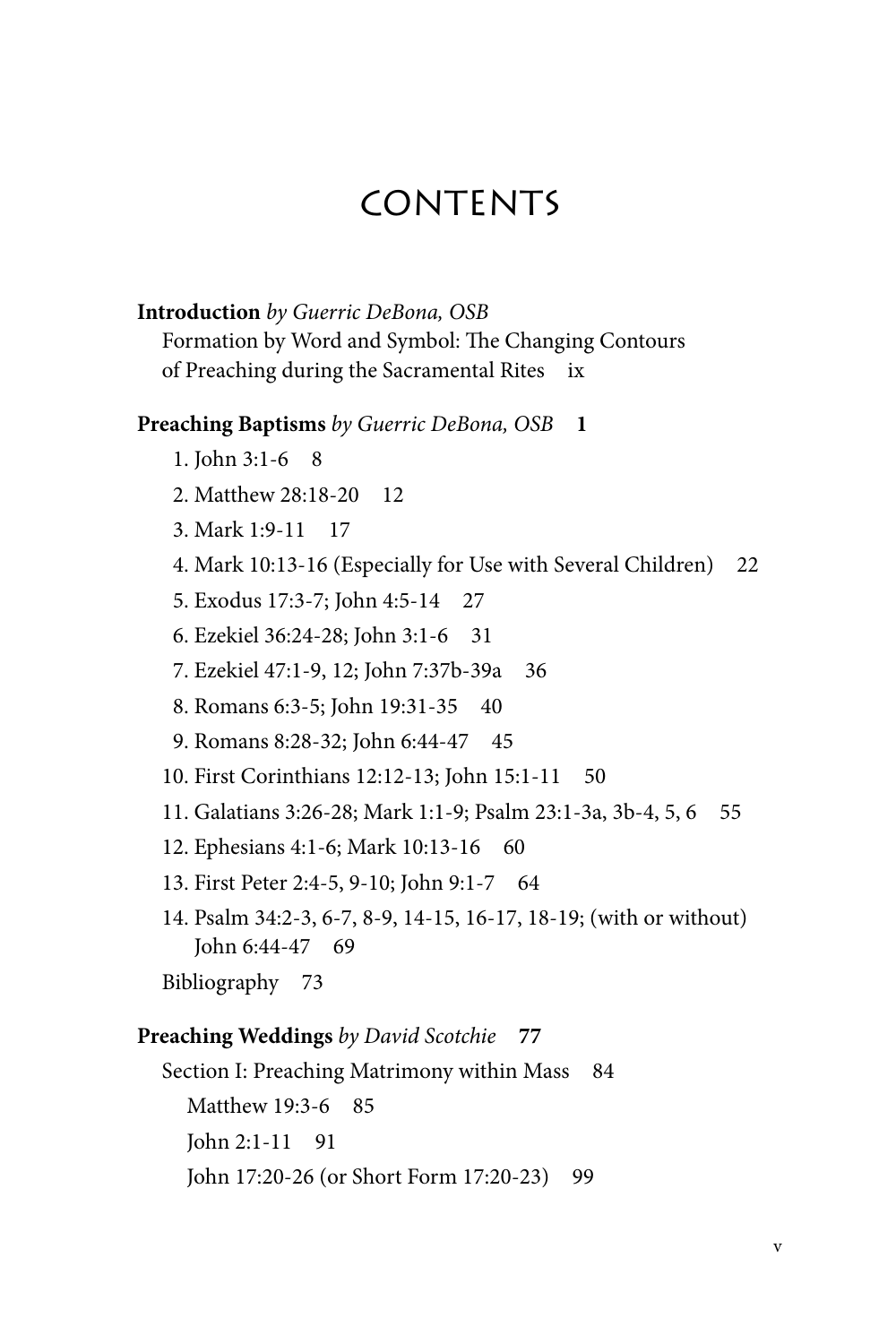# CONTENTS

**Introduction** *by Guerric DeBona, OSB*
Formation by Word and Symbol: The Changing Contours of Preaching during the Sacramental Rites ix

**Preaching Baptisms** *by Guerric DeBona, OSB* **1**

1. John 3:1-6 8
2. Matthew 28:18-20 12
3. Mark 1:9-11 17
4. Mark 10:13-16 (Especially for Use with Several Children) 22
5. Exodus 17:3-7; John 4:5-14 27
6. Ezekiel 36:24-28; John 3:1-6 31
7. Ezekiel 47:1-9, 12; John 7:37b-39a 36
8. Romans 6:3-5; John 19:31-35 40
9. Romans 8:28-32; John 6:44-47 45
10. First Corinthians 12:12-13; John 15:1-11 50
11. Galatians 3:26-28; Mark 1:1-9; Psalm 23:1-3a, 3b-4, 5, 6 55
12. Ephesians 4:1-6; Mark 10:13-16 60
13. First Peter 2:4-5, 9-10; John 9:1-7 64
14. Psalm 34:2-3, 6-7, 8-9, 14-15, 16-17, 18-19; (with or without) John 6:44-47 69

Bibliography 73

**Preaching Weddings** *by David Scotchie* **77**

Section I: Preaching Matrimony within Mass 84

Matthew 19:3-6 85

John 2:1-11 91

John 17:20-26 (or Short Form 17:20-23) 99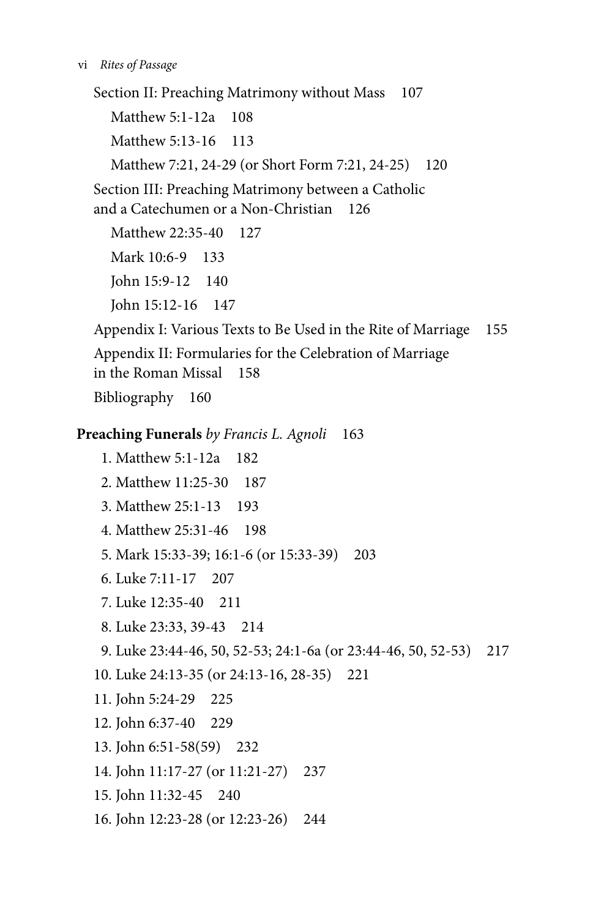Section II: Preaching Matrimony without Mass 107

Matthew 5:1-12a 108

Matthew 5:13-16 113

Matthew 7:21, 24-29 (or Short Form 7:21, 24-25) 120

Section III: Preaching Matrimony between a Catholic and a Catechumen or a Non-Christian 126

Matthew 22:35-40 127

Mark 10:6-9 133

John 15:9-12 140

John 15:12-16 147

Appendix I: Various Texts to Be Used in the Rite of Marriage 155

Appendix II: Formularies for the Celebration of Marriage in the Roman Missal 158

Bibliography 160

**Preaching Funerals** *by Francis L. Agnoli* 163

1. Matthew 5:1-12a 182
2. Matthew 11:25-30 187
3. Matthew 25:1-13 193
4. Matthew 25:31-46 198
5. Mark 15:33-39; 16:1-6 (or 15:33-39) 203
6. Luke 7:11-17 207
7. Luke 12:35-40 211
8. Luke 23:33, 39-43 214
9. Luke 23:44-46, 50, 52-53; 24:1-6a (or 23:44-46, 50, 52-53) 217
10. Luke 24:13-35 (or 24:13-16, 28-35) 221
11. John 5:24-29 225
12. John 6:37-40 229
13. John 6:51-58(59) 232
14. John 11:17-27 (or 11:21-27) 237
15. John 11:32-45 240
16. John 12:23-28 (or 12:23-26) 244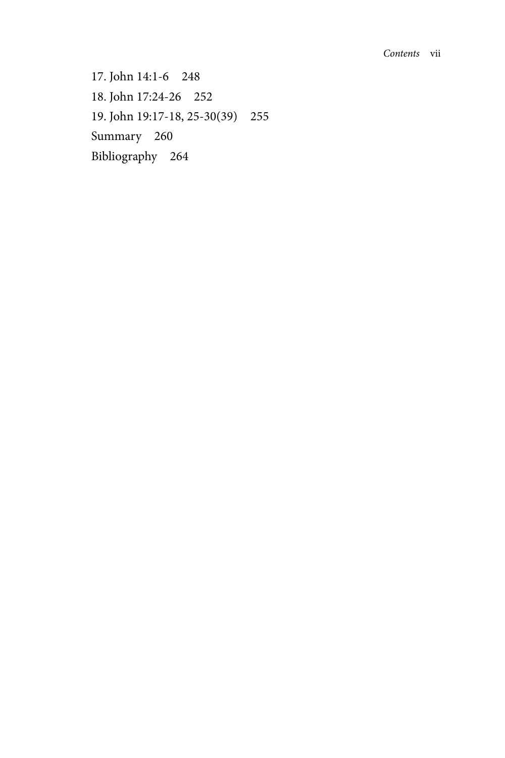17. John 14:1-6 248

18. John 17:24-26 252

19. John 19:17-18, 25-30(39) 255

Summary 260

Bibliography 264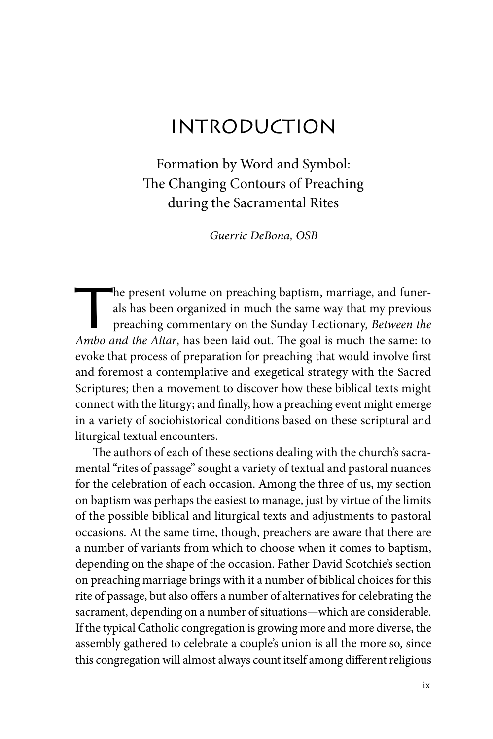# INTRODUCTION

## Formation by Word and Symbol: The Changing Contours of Preaching during the Sacramental Rites

*Guerric DeBona, OSB*

The present volume on preaching baptism, marriage, and funerals has been organized in much the same way that my previous preaching commentary on the Sunday Lectionary, *Between the Ambo and the Altar*, has been laid out. The goal is much the same: to evoke that process of preparation for preaching that would involve first and foremost a contemplative and exegetical strategy with the Sacred Scriptures; then a movement to discover how these biblical texts might connect with the liturgy; and finally, how a preaching event might emerge in a variety of sociohistorical conditions based on these scriptural and liturgical textual encounters.

The authors of each of these sections dealing with the church's sacramental "rites of passage" sought a variety of textual and pastoral nuances for the celebration of each occasion. Among the three of us, my section on baptism was perhaps the easiest to manage, just by virtue of the limits of the possible biblical and liturgical texts and adjustments to pastoral occasions. At the same time, though, preachers are aware that there are a number of variants from which to choose when it comes to baptism, depending on the shape of the occasion. Father David Scotchie's section on preaching marriage brings with it a number of biblical choices for this rite of passage, but also offers a number of alternatives for celebrating the sacrament, depending on a number of situations—which are considerable. If the typical Catholic congregation is growing more and more diverse, the assembly gathered to celebrate a couple's union is all the more so, since this congregation will almost always count itself among different religious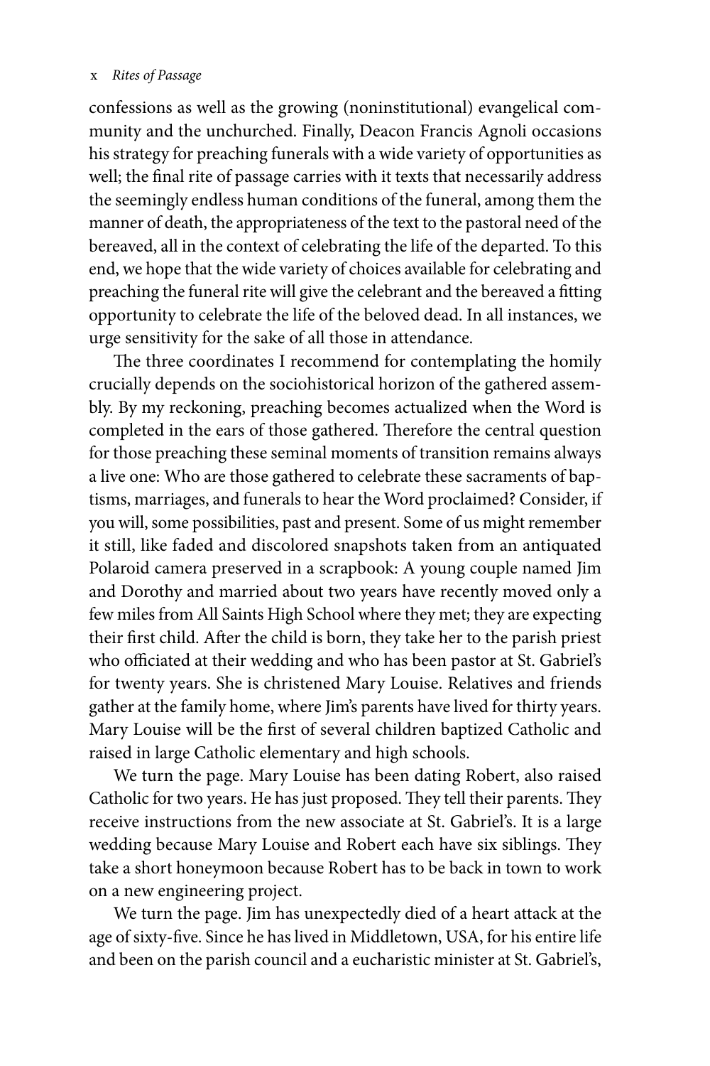confessions as well as the growing (noninstitutional) evangelical community and the unchurched. Finally, Deacon Francis Agnoli occasions his strategy for preaching funerals with a wide variety of opportunities as well; the final rite of passage carries with it texts that necessarily address the seemingly endless human conditions of the funeral, among them the manner of death, the appropriateness of the text to the pastoral need of the bereaved, all in the context of celebrating the life of the departed. To this end, we hope that the wide variety of choices available for celebrating and preaching the funeral rite will give the celebrant and the bereaved a fitting opportunity to celebrate the life of the beloved dead. In all instances, we urge sensitivity for the sake of all those in attendance.

The three coordinates I recommend for contemplating the homily crucially depends on the sociohistorical horizon of the gathered assembly. By my reckoning, preaching becomes actualized when the Word is completed in the ears of those gathered. Therefore the central question for those preaching these seminal moments of transition remains always a live one: Who are those gathered to celebrate these sacraments of baptisms, marriages, and funerals to hear the Word proclaimed? Consider, if you will, some possibilities, past and present. Some of us might remember it still, like faded and discolored snapshots taken from an antiquated Polaroid camera preserved in a scrapbook: A young couple named Jim and Dorothy and married about two years have recently moved only a few miles from All Saints High School where they met; they are expecting their first child. After the child is born, they take her to the parish priest who officiated at their wedding and who has been pastor at St. Gabriel's for twenty years. She is christened Mary Louise. Relatives and friends gather at the family home, where Jim's parents have lived for thirty years. Mary Louise will be the first of several children baptized Catholic and raised in large Catholic elementary and high schools.

We turn the page. Mary Louise has been dating Robert, also raised Catholic for two years. He has just proposed. They tell their parents. They receive instructions from the new associate at St. Gabriel's. It is a large wedding because Mary Louise and Robert each have six siblings. They take a short honeymoon because Robert has to be back in town to work on a new engineering project.

We turn the page. Jim has unexpectedly died of a heart attack at the age of sixty-five. Since he has lived in Middletown, USA, for his entire life and been on the parish council and a eucharistic minister at St. Gabriel's,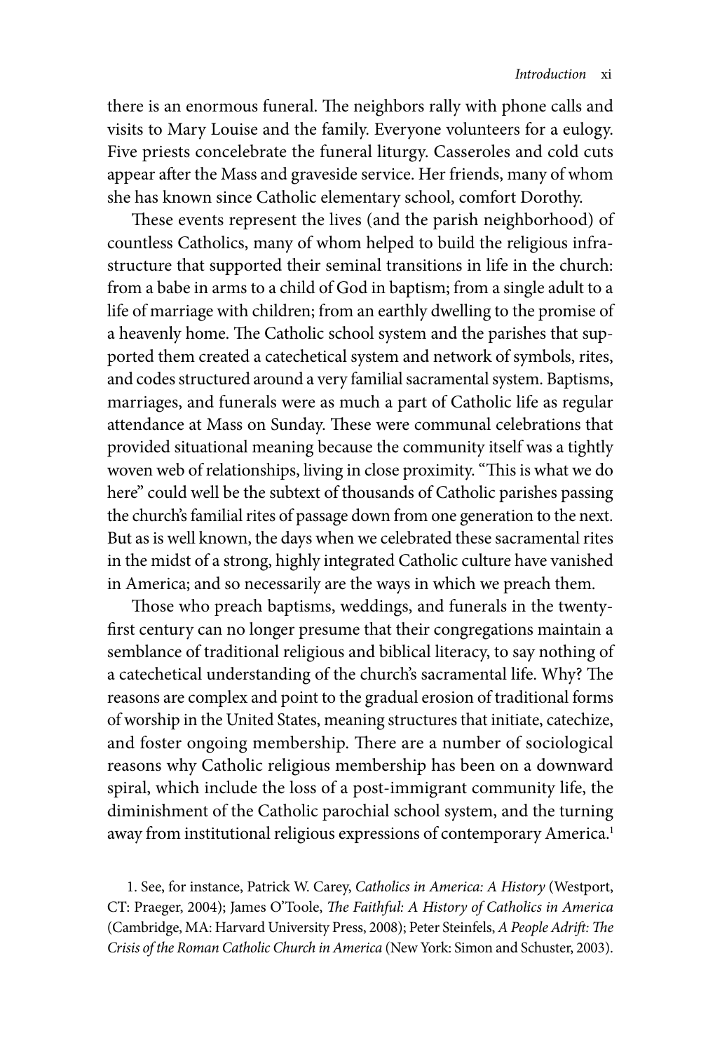there is an enormous funeral. The neighbors rally with phone calls and visits to Mary Louise and the family. Everyone volunteers for a eulogy. Five priests concelebrate the funeral liturgy. Casseroles and cold cuts appear after the Mass and graveside service. Her friends, many of whom she has known since Catholic elementary school, comfort Dorothy.

These events represent the lives (and the parish neighborhood) of countless Catholics, many of whom helped to build the religious infrastructure that supported their seminal transitions in life in the church: from a babe in arms to a child of God in baptism; from a single adult to a life of marriage with children; from an earthly dwelling to the promise of a heavenly home. The Catholic school system and the parishes that supported them created a catechetical system and network of symbols, rites, and codes structured around a very familial sacramental system. Baptisms, marriages, and funerals were as much a part of Catholic life as regular attendance at Mass on Sunday. These were communal celebrations that provided situational meaning because the community itself was a tightly woven web of relationships, living in close proximity. "This is what we do here" could well be the subtext of thousands of Catholic parishes passing the church's familial rites of passage down from one generation to the next. But as is well known, the days when we celebrated these sacramental rites in the midst of a strong, highly integrated Catholic culture have vanished in America; and so necessarily are the ways in which we preach them.

Those who preach baptisms, weddings, and funerals in the twenty-first century can no longer presume that their congregations maintain a semblance of traditional religious and biblical literacy, to say nothing of a catechetical understanding of the church's sacramental life. Why? The reasons are complex and point to the gradual erosion of traditional forms of worship in the United States, meaning structures that initiate, catechize, and foster ongoing membership. There are a number of sociological reasons why Catholic religious membership has been on a downward spiral, which include the loss of a post-immigrant community life, the diminishment of the Catholic parochial school system, and the turning away from institutional religious expressions of contemporary America.[1]

1. See, for instance, Patrick W. Carey, *Catholics in America: A History* (Westport, CT: Praeger, 2004); James O'Toole, *The Faithful: A History of Catholics in America* (Cambridge, MA: Harvard University Press, 2008); Peter Steinfels, *A People Adrift: The Crisis of the Roman Catholic Church in America* (New York: Simon and Schuster, 2003).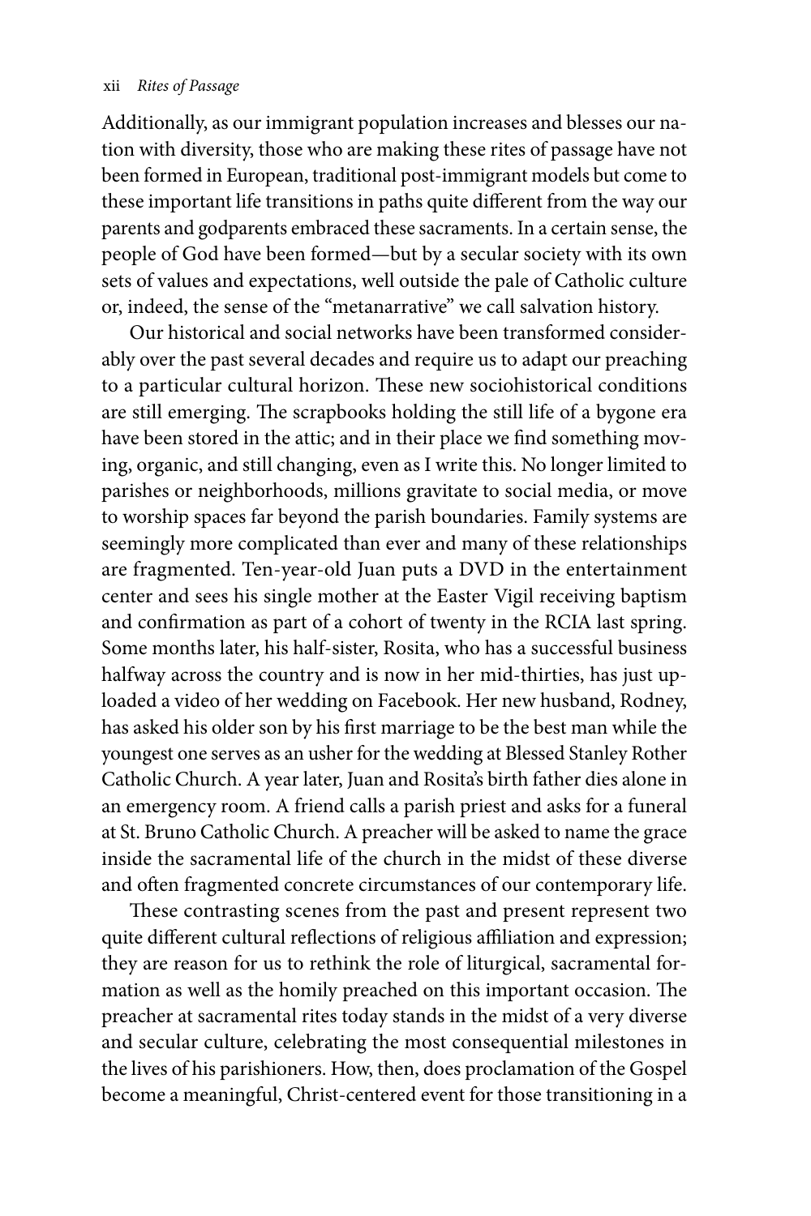Additionally, as our immigrant population increases and blesses our nation with diversity, those who are making these rites of passage have not been formed in European, traditional post-immigrant models but come to these important life transitions in paths quite different from the way our parents and godparents embraced these sacraments. In a certain sense, the people of God have been formed—but by a secular society with its own sets of values and expectations, well outside the pale of Catholic culture or, indeed, the sense of the "metanarrative" we call salvation history.

Our historical and social networks have been transformed considerably over the past several decades and require us to adapt our preaching to a particular cultural horizon. These new sociohistorical conditions are still emerging. The scrapbooks holding the still life of a bygone era have been stored in the attic; and in their place we find something moving, organic, and still changing, even as I write this. No longer limited to parishes or neighborhoods, millions gravitate to social media, or move to worship spaces far beyond the parish boundaries. Family systems are seemingly more complicated than ever and many of these relationships are fragmented. Ten-year-old Juan puts a DVD in the entertainment center and sees his single mother at the Easter Vigil receiving baptism and confirmation as part of a cohort of twenty in the RCIA last spring. Some months later, his half-sister, Rosita, who has a successful business halfway across the country and is now in her mid-thirties, has just uploaded a video of her wedding on Facebook. Her new husband, Rodney, has asked his older son by his first marriage to be the best man while the youngest one serves as an usher for the wedding at Blessed Stanley Rother Catholic Church. A year later, Juan and Rosita's birth father dies alone in an emergency room. A friend calls a parish priest and asks for a funeral at St. Bruno Catholic Church. A preacher will be asked to name the grace inside the sacramental life of the church in the midst of these diverse and often fragmented concrete circumstances of our contemporary life.

These contrasting scenes from the past and present represent two quite different cultural reflections of religious affiliation and expression; they are reason for us to rethink the role of liturgical, sacramental formation as well as the homily preached on this important occasion. The preacher at sacramental rites today stands in the midst of a very diverse and secular culture, celebrating the most consequential milestones in the lives of his parishioners. How, then, does proclamation of the Gospel become a meaningful, Christ-centered event for those transitioning in a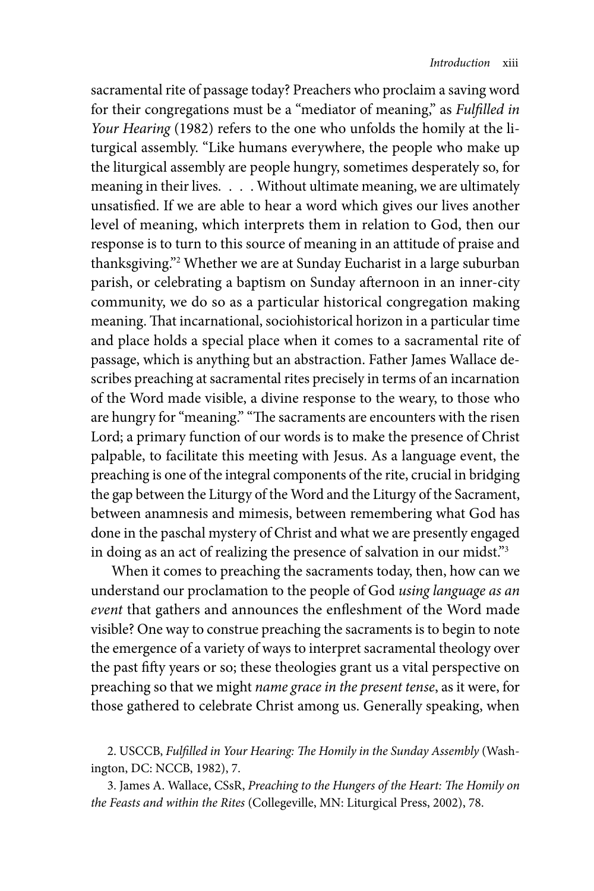sacramental rite of passage today? Preachers who proclaim a saving word for their congregations must be a "mediator of meaning," as *Fulfilled in Your Hearing* (1982) refers to the one who unfolds the homily at the liturgical assembly. "Like humans everywhere, the people who make up the liturgical assembly are people hungry, sometimes desperately so, for meaning in their lives. . . . Without ultimate meaning, we are ultimately unsatisfied. If we are able to hear a word which gives our lives another level of meaning, which interprets them in relation to God, then our response is to turn to this source of meaning in an attitude of praise and thanksgiving."[2] Whether we are at Sunday Eucharist in a large suburban parish, or celebrating a baptism on Sunday afternoon in an inner-city community, we do so as a particular historical congregation making meaning. That incarnational, sociohistorical horizon in a particular time and place holds a special place when it comes to a sacramental rite of passage, which is anything but an abstraction. Father James Wallace describes preaching at sacramental rites precisely in terms of an incarnation of the Word made visible, a divine response to the weary, to those who are hungry for "meaning." "The sacraments are encounters with the risen Lord; a primary function of our words is to make the presence of Christ palpable, to facilitate this meeting with Jesus. As a language event, the preaching is one of the integral components of the rite, crucial in bridging the gap between the Liturgy of the Word and the Liturgy of the Sacrament, between anamnesis and mimesis, between remembering what God has done in the paschal mystery of Christ and what we are presently engaged in doing as an act of realizing the presence of salvation in our midst."[3]

When it comes to preaching the sacraments today, then, how can we understand our proclamation to the people of God *using language as an event* that gathers and announces the enfleshment of the Word made visible? One way to construe preaching the sacraments is to begin to note the emergence of a variety of ways to interpret sacramental theology over the past fifty years or so; these theologies grant us a vital perspective on preaching so that we might *name grace in the present tense*, as it were, for those gathered to celebrate Christ among us. Generally speaking, when

2. USCCB, *Fulfilled in Your Hearing: The Homily in the Sunday Assembly* (Washington, DC: NCCB, 1982), 7.

3. James A. Wallace, CSsR, *Preaching to the Hungers of the Heart: The Homily on the Feasts and within the Rites* (Collegeville, MN: Liturgical Press, 2002), 78.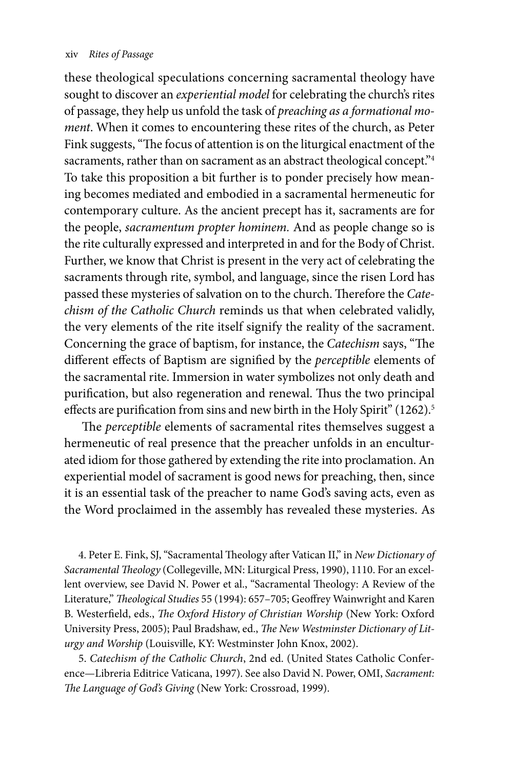these theological speculations concerning sacramental theology have sought to discover an *experiential model* for celebrating the church's rites of passage, they help us unfold the task of *preaching as a formational moment*. When it comes to encountering these rites of the church, as Peter Fink suggests, "The focus of attention is on the liturgical enactment of the sacraments, rather than on sacrament as an abstract theological concept."[4] To take this proposition a bit further is to ponder precisely how meaning becomes mediated and embodied in a sacramental hermeneutic for contemporary culture. As the ancient precept has it, sacraments are for the people, *sacramentum propter hominem.* And as people change so is the rite culturally expressed and interpreted in and for the Body of Christ. Further, we know that Christ is present in the very act of celebrating the sacraments through rite, symbol, and language, since the risen Lord has passed these mysteries of salvation on to the church. Therefore the *Catechism of the Catholic Church* reminds us that when celebrated validly, the very elements of the rite itself signify the reality of the sacrament. Concerning the grace of baptism, for instance, the *Catechism* says, "The different effects of Baptism are signified by the *perceptible* elements of the sacramental rite. Immersion in water symbolizes not only death and purification, but also regeneration and renewal. Thus the two principal effects are purification from sins and new birth in the Holy Spirit" (1262).[5]

The *perceptible* elements of sacramental rites themselves suggest a hermeneutic of real presence that the preacher unfolds in an enculturated idiom for those gathered by extending the rite into proclamation. An experiential model of sacrament is good news for preaching, then, since it is an essential task of the preacher to name God's saving acts, even as the Word proclaimed in the assembly has revealed these mysteries. As

4. Peter E. Fink, SJ, "Sacramental Theology after Vatican II," in *New Dictionary of Sacramental Theology* (Collegeville, MN: Liturgical Press, 1990), 1110. For an excellent overview, see David N. Power et al., "Sacramental Theology: A Review of the Literature," *Theological Studies* 55 (1994): 657–705; Geoffrey Wainwright and Karen B. Westerfield, eds., *The Oxford History of Christian Worship* (New York: Oxford University Press, 2005); Paul Bradshaw, ed., *The New Westminster Dictionary of Liturgy and Worship* (Louisville, KY: Westminster John Knox, 2002).

5. *Catechism of the Catholic Church*, 2nd ed. (United States Catholic Conference—Libreria Editrice Vaticana, 1997). See also David N. Power, OMI, *Sacrament: The Language of God's Giving* (New York: Crossroad, 1999).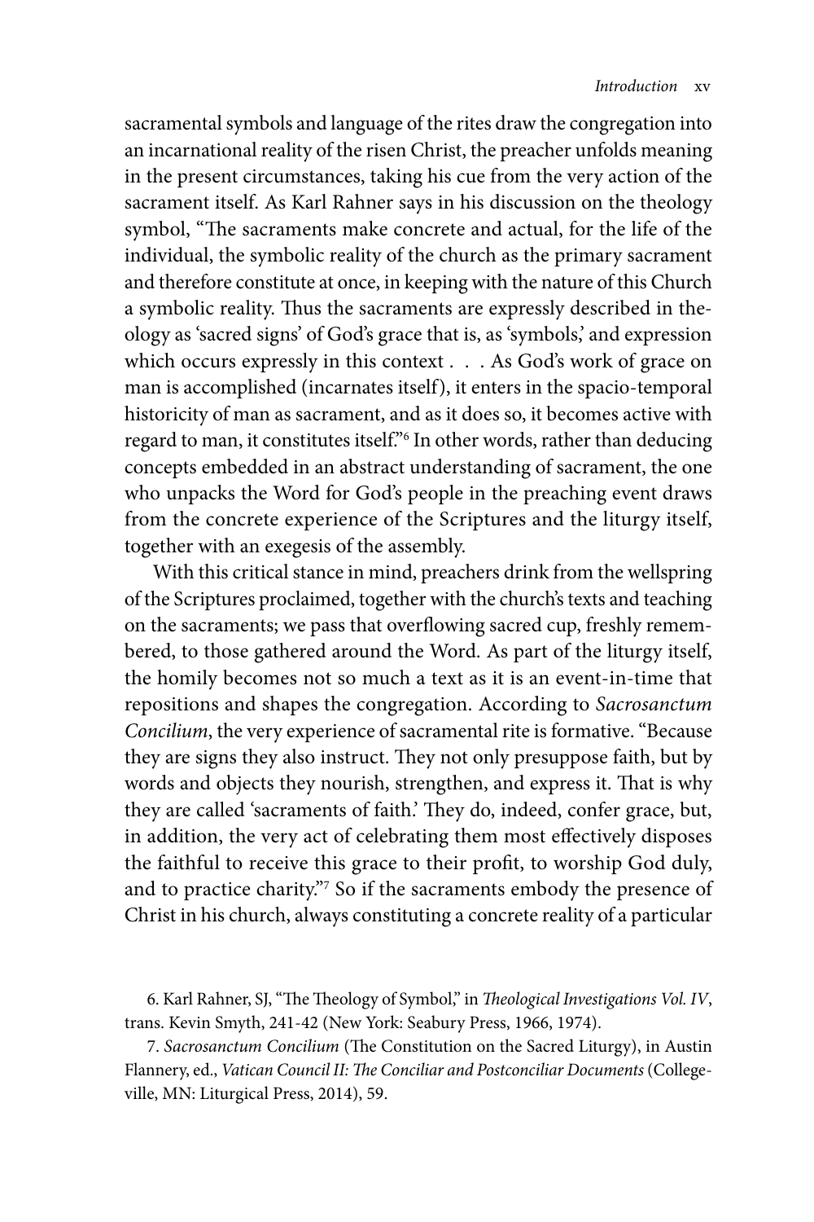sacramental symbols and language of the rites draw the congregation into an incarnational reality of the risen Christ, the preacher unfolds meaning in the present circumstances, taking his cue from the very action of the sacrament itself. As Karl Rahner says in his discussion on the theology symbol, "The sacraments make concrete and actual, for the life of the individual, the symbolic reality of the church as the primary sacrament and therefore constitute at once, in keeping with the nature of this Church a symbolic reality. Thus the sacraments are expressly described in theology as 'sacred signs' of God's grace that is, as 'symbols,' and expression which occurs expressly in this context . . . As God's work of grace on man is accomplished (incarnates itself), it enters in the spacio-temporal historicity of man as sacrament, and as it does so, it becomes active with regard to man, it constitutes itself."[6] In other words, rather than deducing concepts embedded in an abstract understanding of sacrament, the one who unpacks the Word for God's people in the preaching event draws from the concrete experience of the Scriptures and the liturgy itself, together with an exegesis of the assembly.

With this critical stance in mind, preachers drink from the wellspring of the Scriptures proclaimed, together with the church's texts and teaching on the sacraments; we pass that overflowing sacred cup, freshly remembered, to those gathered around the Word. As part of the liturgy itself, the homily becomes not so much a text as it is an event-in-time that repositions and shapes the congregation. According to *Sacrosanctum Concilium*, the very experience of sacramental rite is formative. "Because they are signs they also instruct. They not only presuppose faith, but by words and objects they nourish, strengthen, and express it. That is why they are called 'sacraments of faith.' They do, indeed, confer grace, but, in addition, the very act of celebrating them most effectively disposes the faithful to receive this grace to their profit, to worship God duly, and to practice charity."[7] So if the sacraments embody the presence of Christ in his church, always constituting a concrete reality of a particular

6. Karl Rahner, SJ, "The Theology of Symbol," in *Theological Investigations Vol. IV*, trans. Kevin Smyth, 241-42 (New York: Seabury Press, 1966, 1974).

7. *Sacrosanctum Concilium* (The Constitution on the Sacred Liturgy), in Austin Flannery, ed., *Vatican Council II: The Conciliar and Postconciliar Documents* (Collegeville, MN: Liturgical Press, 2014), 59.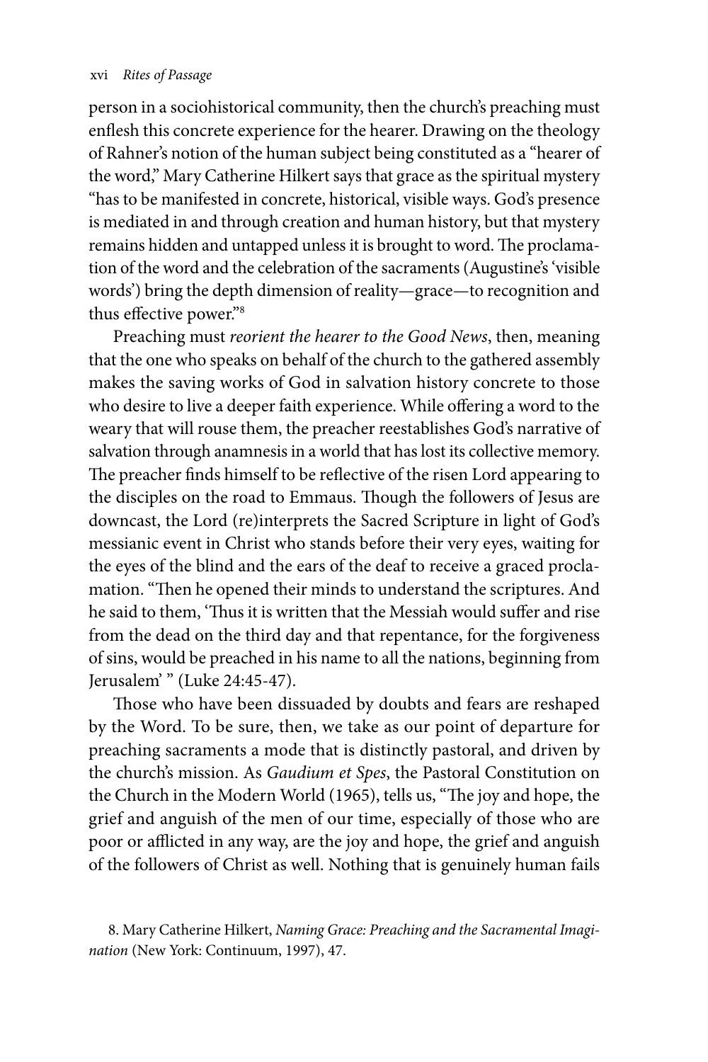person in a sociohistorical community, then the church's preaching must enflesh this concrete experience for the hearer. Drawing on the theology of Rahner's notion of the human subject being constituted as a "hearer of the word," Mary Catherine Hilkert says that grace as the spiritual mystery "has to be manifested in concrete, historical, visible ways. God's presence is mediated in and through creation and human history, but that mystery remains hidden and untapped unless it is brought to word. The proclamation of the word and the celebration of the sacraments (Augustine's 'visible words') bring the depth dimension of reality—grace—to recognition and thus effective power."[8]

Preaching must *reorient the hearer to the Good News*, then, meaning that the one who speaks on behalf of the church to the gathered assembly makes the saving works of God in salvation history concrete to those who desire to live a deeper faith experience. While offering a word to the weary that will rouse them, the preacher reestablishes God's narrative of salvation through anamnesis in a world that has lost its collective memory. The preacher finds himself to be reflective of the risen Lord appearing to the disciples on the road to Emmaus. Though the followers of Jesus are downcast, the Lord (re)interprets the Sacred Scripture in light of God's messianic event in Christ who stands before their very eyes, waiting for the eyes of the blind and the ears of the deaf to receive a graced proclamation. "Then he opened their minds to understand the scriptures. And he said to them, 'Thus it is written that the Messiah would suffer and rise from the dead on the third day and that repentance, for the forgiveness of sins, would be preached in his name to all the nations, beginning from Jerusalem' " (Luke 24:45-47).

Those who have been dissuaded by doubts and fears are reshaped by the Word. To be sure, then, we take as our point of departure for preaching sacraments a mode that is distinctly pastoral, and driven by the church's mission. As *Gaudium et Spes*, the Pastoral Constitution on the Church in the Modern World (1965), tells us, "The joy and hope, the grief and anguish of the men of our time, especially of those who are poor or afflicted in any way, are the joy and hope, the grief and anguish of the followers of Christ as well. Nothing that is genuinely human fails

8. Mary Catherine Hilkert, *Naming Grace: Preaching and the Sacramental Imagination* (New York: Continuum, 1997), 47.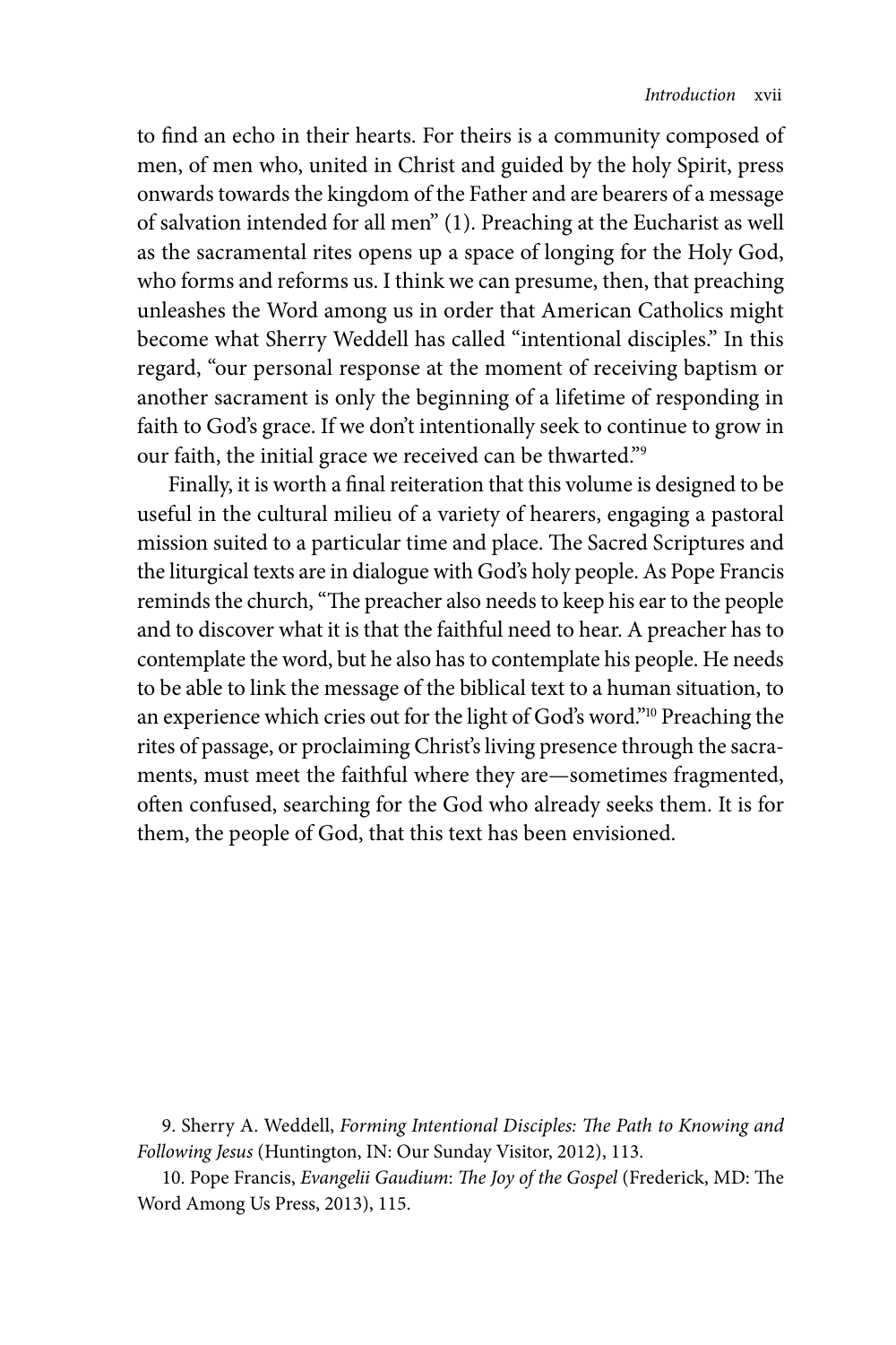to find an echo in their hearts. For theirs is a community composed of men, of men who, united in Christ and guided by the holy Spirit, press onwards towards the kingdom of the Father and are bearers of a message of salvation intended for all men" (1). Preaching at the Eucharist as well as the sacramental rites opens up a space of longing for the Holy God, who forms and reforms us. I think we can presume, then, that preaching unleashes the Word among us in order that American Catholics might become what Sherry Weddell has called "intentional disciples." In this regard, "our personal response at the moment of receiving baptism or another sacrament is only the beginning of a lifetime of responding in faith to God's grace. If we don't intentionally seek to continue to grow in our faith, the initial grace we received can be thwarted."[9]

Finally, it is worth a final reiteration that this volume is designed to be useful in the cultural milieu of a variety of hearers, engaging a pastoral mission suited to a particular time and place. The Sacred Scriptures and the liturgical texts are in dialogue with God's holy people. As Pope Francis reminds the church, "The preacher also needs to keep his ear to the people and to discover what it is that the faithful need to hear. A preacher has to contemplate the word, but he also has to contemplate his people. He needs to be able to link the message of the biblical text to a human situation, to an experience which cries out for the light of God's word."[10] Preaching the rites of passage, or proclaiming Christ's living presence through the sacraments, must meet the faithful where they are—sometimes fragmented, often confused, searching for the God who already seeks them. It is for them, the people of God, that this text has been envisioned.

9. Sherry A. Weddell, *Forming Intentional Disciples: The Path to Knowing and Following Jesus* (Huntington, IN: Our Sunday Visitor, 2012), 113.

10. Pope Francis, *Evangelii Gaudium*: *The Joy of the Gospel* (Frederick, MD: The Word Among Us Press, 2013), 115.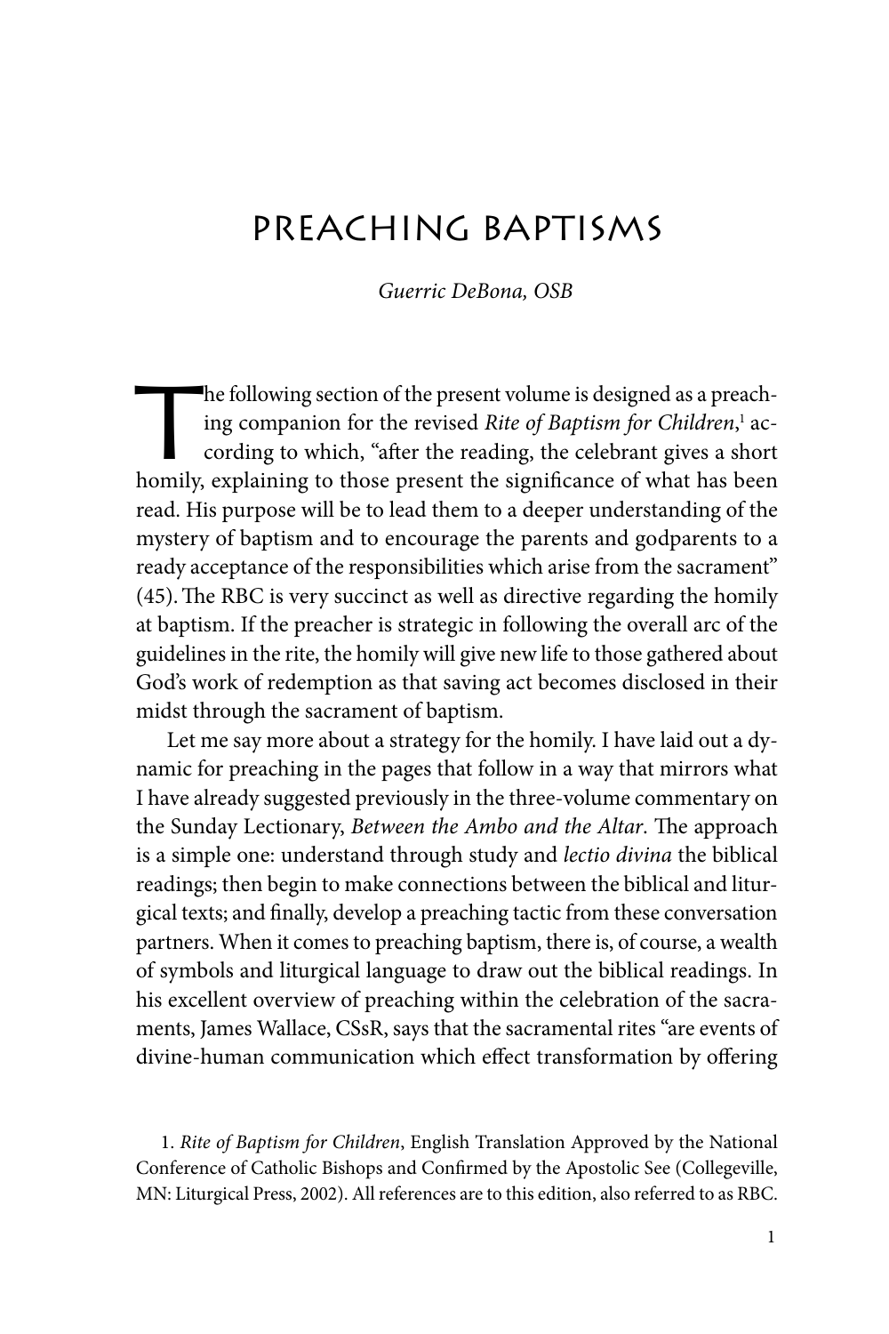# PREACHING BAPTISMS

*Guerric DeBona, OSB*

The following section of the present volume is designed as a preaching companion for the revised *Rite of Baptism for Children*,[1] according to which, "after the reading, the celebrant gives a short homily, explaining to those present the significance of what has been read. His purpose will be to lead them to a deeper understanding of the mystery of baptism and to encourage the parents and godparents to a ready acceptance of the responsibilities which arise from the sacrament" (45). The RBC is very succinct as well as directive regarding the homily at baptism. If the preacher is strategic in following the overall arc of the guidelines in the rite, the homily will give new life to those gathered about God's work of redemption as that saving act becomes disclosed in their midst through the sacrament of baptism.

Let me say more about a strategy for the homily. I have laid out a dynamic for preaching in the pages that follow in a way that mirrors what I have already suggested previously in the three-volume commentary on the Sunday Lectionary, *Between the Ambo and the Altar*. The approach is a simple one: understand through study and *lectio divina* the biblical readings; then begin to make connections between the biblical and liturgical texts; and finally, develop a preaching tactic from these conversation partners. When it comes to preaching baptism, there is, of course, a wealth of symbols and liturgical language to draw out the biblical readings. In his excellent overview of preaching within the celebration of the sacraments, James Wallace, CSsR, says that the sacramental rites "are events of divine-human communication which effect transformation by offering

1. *Rite of Baptism for Children*, English Translation Approved by the National Conference of Catholic Bishops and Confirmed by the Apostolic See (Collegeville, MN: Liturgical Press, 2002). All references are to this edition, also referred to as RBC.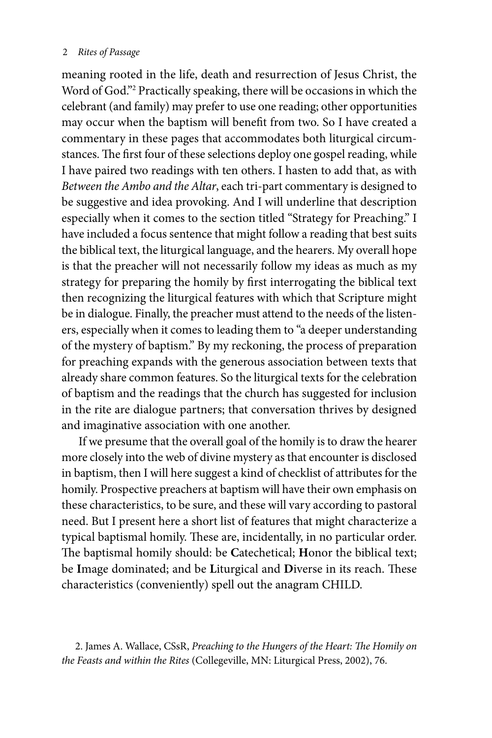meaning rooted in the life, death and resurrection of Jesus Christ, the Word of God."[2] Practically speaking, there will be occasions in which the celebrant (and family) may prefer to use one reading; other opportunities may occur when the baptism will benefit from two. So I have created a commentary in these pages that accommodates both liturgical circumstances. The first four of these selections deploy one gospel reading, while I have paired two readings with ten others. I hasten to add that, as with *Between the Ambo and the Altar*, each tri-part commentary is designed to be suggestive and idea provoking. And I will underline that description especially when it comes to the section titled "Strategy for Preaching." I have included a focus sentence that might follow a reading that best suits the biblical text, the liturgical language, and the hearers. My overall hope is that the preacher will not necessarily follow my ideas as much as my strategy for preparing the homily by first interrogating the biblical text then recognizing the liturgical features with which that Scripture might be in dialogue. Finally, the preacher must attend to the needs of the listeners, especially when it comes to leading them to "a deeper understanding of the mystery of baptism." By my reckoning, the process of preparation for preaching expands with the generous association between texts that already share common features. So the liturgical texts for the celebration of baptism and the readings that the church has suggested for inclusion in the rite are dialogue partners; that conversation thrives by designed and imaginative association with one another.

If we presume that the overall goal of the homily is to draw the hearer more closely into the web of divine mystery as that encounter is disclosed in baptism, then I will here suggest a kind of checklist of attributes for the homily. Prospective preachers at baptism will have their own emphasis on these characteristics, to be sure, and these will vary according to pastoral need. But I present here a short list of features that might characterize a typical baptismal homily. These are, incidentally, in no particular order. The baptismal homily should: be **C**atechetical; **H**onor the biblical text; be **I**mage dominated; and be **L**iturgical and **D**iverse in its reach. These characteristics (conveniently) spell out the anagram CHILD.

2. James A. Wallace, CSsR, *Preaching to the Hungers of the Heart: The Homily on the Feasts and within the Rites* (Collegeville, MN: Liturgical Press, 2002), 76.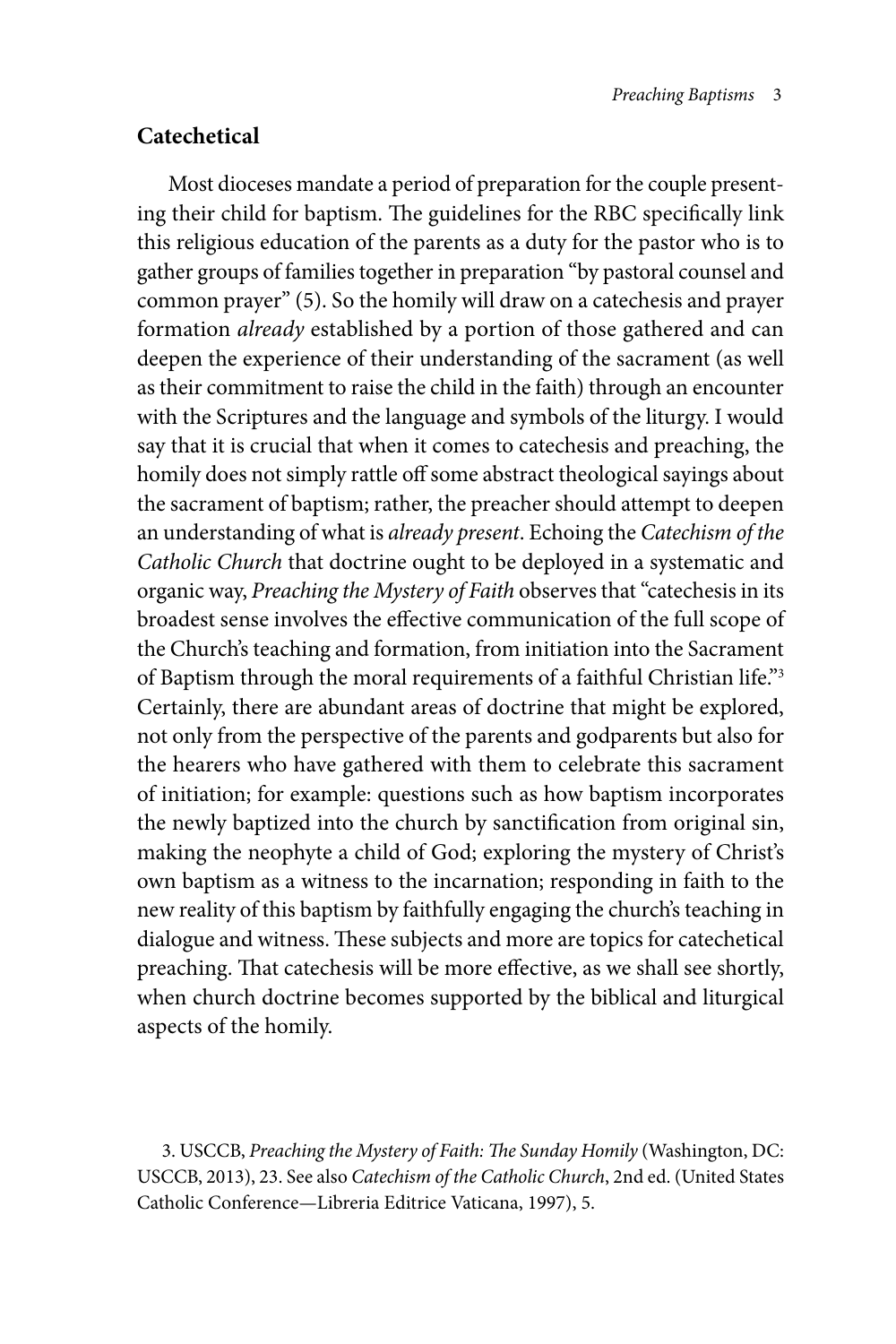## Catechetical

Most dioceses mandate a period of preparation for the couple presenting their child for baptism. The guidelines for the RBC specifically link this religious education of the parents as a duty for the pastor who is to gather groups of families together in preparation "by pastoral counsel and common prayer" (5). So the homily will draw on a catechesis and prayer formation *already* established by a portion of those gathered and can deepen the experience of their understanding of the sacrament (as well as their commitment to raise the child in the faith) through an encounter with the Scriptures and the language and symbols of the liturgy. I would say that it is crucial that when it comes to catechesis and preaching, the homily does not simply rattle off some abstract theological sayings about the sacrament of baptism; rather, the preacher should attempt to deepen an understanding of what is *already present*. Echoing the *Catechism of the Catholic Church* that doctrine ought to be deployed in a systematic and organic way, *Preaching the Mystery of Faith* observes that "catechesis in its broadest sense involves the effective communication of the full scope of the Church's teaching and formation, from initiation into the Sacrament of Baptism through the moral requirements of a faithful Christian life."[3] Certainly, there are abundant areas of doctrine that might be explored, not only from the perspective of the parents and godparents but also for the hearers who have gathered with them to celebrate this sacrament of initiation; for example: questions such as how baptism incorporates the newly baptized into the church by sanctification from original sin, making the neophyte a child of God; exploring the mystery of Christ's own baptism as a witness to the incarnation; responding in faith to the new reality of this baptism by faithfully engaging the church's teaching in dialogue and witness. These subjects and more are topics for catechetical preaching. That catechesis will be more effective, as we shall see shortly, when church doctrine becomes supported by the biblical and liturgical aspects of the homily.

3. USCCB, *Preaching the Mystery of Faith: The Sunday Homily* (Washington, DC: USCCB, 2013), 23. See also *Catechism of the Catholic Church*, 2nd ed. (United States Catholic Conference—Libreria Editrice Vaticana, 1997), 5.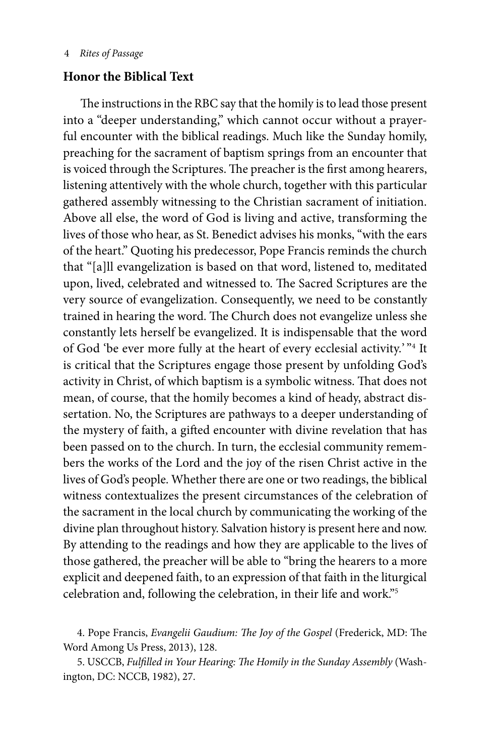## Honor the Biblical Text

The instructions in the RBC say that the homily is to lead those present into a "deeper understanding," which cannot occur without a prayerful encounter with the biblical readings. Much like the Sunday homily, preaching for the sacrament of baptism springs from an encounter that is voiced through the Scriptures. The preacher is the first among hearers, listening attentively with the whole church, together with this particular gathered assembly witnessing to the Christian sacrament of initiation. Above all else, the word of God is living and active, transforming the lives of those who hear, as St. Benedict advises his monks, "with the ears of the heart." Quoting his predecessor, Pope Francis reminds the church that "[a]ll evangelization is based on that word, listened to, meditated upon, lived, celebrated and witnessed to. The Sacred Scriptures are the very source of evangelization. Consequently, we need to be constantly trained in hearing the word. The Church does not evangelize unless she constantly lets herself be evangelized. It is indispensable that the word of God 'be ever more fully at the heart of every ecclesial activity.' "[4] It is critical that the Scriptures engage those present by unfolding God's activity in Christ, of which baptism is a symbolic witness. That does not mean, of course, that the homily becomes a kind of heady, abstract dissertation. No, the Scriptures are pathways to a deeper understanding of the mystery of faith, a gifted encounter with divine revelation that has been passed on to the church. In turn, the ecclesial community remembers the works of the Lord and the joy of the risen Christ active in the lives of God's people. Whether there are one or two readings, the biblical witness contextualizes the present circumstances of the celebration of the sacrament in the local church by communicating the working of the divine plan throughout history. Salvation history is present here and now. By attending to the readings and how they are applicable to the lives of those gathered, the preacher will be able to "bring the hearers to a more explicit and deepened faith, to an expression of that faith in the liturgical celebration and, following the celebration, in their life and work."[5]

4. Pope Francis, *Evangelii Gaudium: The Joy of the Gospel* (Frederick, MD: The Word Among Us Press, 2013), 128.

5. USCCB, *Fulfilled in Your Hearing: The Homily in the Sunday Assembly* (Washington, DC: NCCB, 1982), 27.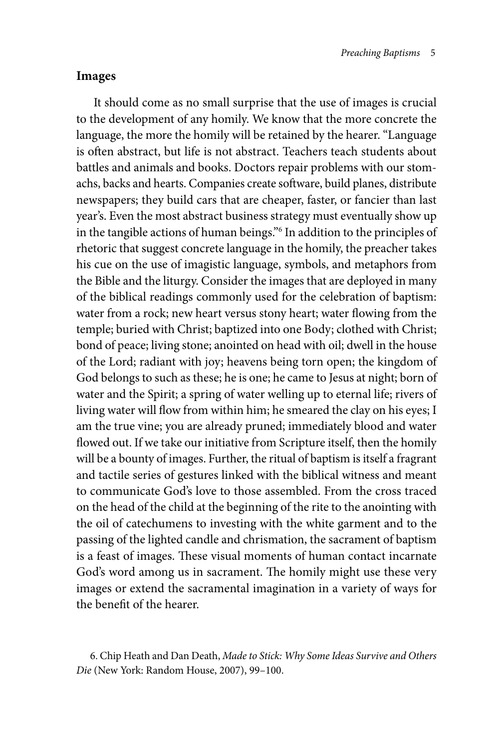## Images

It should come as no small surprise that the use of images is crucial to the development of any homily. We know that the more concrete the language, the more the homily will be retained by the hearer. "Language is often abstract, but life is not abstract. Teachers teach students about battles and animals and books. Doctors repair problems with our stomachs, backs and hearts. Companies create software, build planes, distribute newspapers; they build cars that are cheaper, faster, or fancier than last year's. Even the most abstract business strategy must eventually show up in the tangible actions of human beings."[6] In addition to the principles of rhetoric that suggest concrete language in the homily, the preacher takes his cue on the use of imagistic language, symbols, and metaphors from the Bible and the liturgy. Consider the images that are deployed in many of the biblical readings commonly used for the celebration of baptism: water from a rock; new heart versus stony heart; water flowing from the temple; buried with Christ; baptized into one Body; clothed with Christ; bond of peace; living stone; anointed on head with oil; dwell in the house of the Lord; radiant with joy; heavens being torn open; the kingdom of God belongs to such as these; he is one; he came to Jesus at night; born of water and the Spirit; a spring of water welling up to eternal life; rivers of living water will flow from within him; he smeared the clay on his eyes; I am the true vine; you are already pruned; immediately blood and water flowed out. If we take our initiative from Scripture itself, then the homily will be a bounty of images. Further, the ritual of baptism is itself a fragrant and tactile series of gestures linked with the biblical witness and meant to communicate God's love to those assembled. From the cross traced on the head of the child at the beginning of the rite to the anointing with the oil of catechumens to investing with the white garment and to the passing of the lighted candle and chrismation, the sacrament of baptism is a feast of images. These visual moments of human contact incarnate God's word among us in sacrament. The homily might use these very images or extend the sacramental imagination in a variety of ways for the benefit of the hearer.

6. Chip Heath and Dan Death, *Made to Stick: Why Some Ideas Survive and Others Die* (New York: Random House, 2007), 99–100.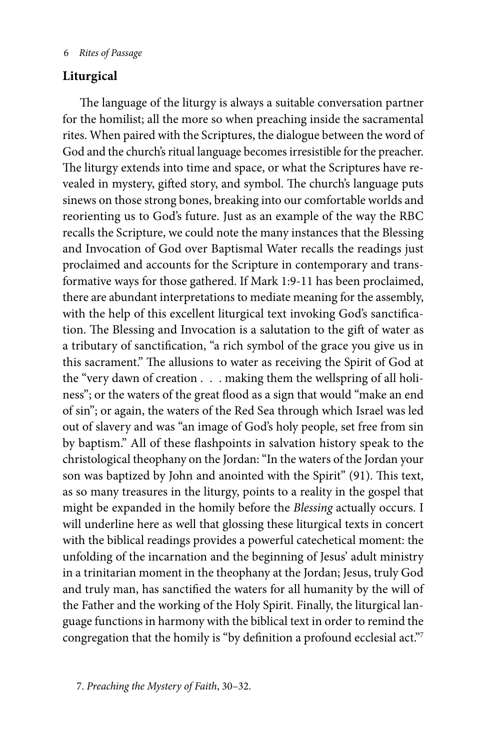## Liturgical

The language of the liturgy is always a suitable conversation partner for the homilist; all the more so when preaching inside the sacramental rites. When paired with the Scriptures, the dialogue between the word of God and the church's ritual language becomes irresistible for the preacher. The liturgy extends into time and space, or what the Scriptures have revealed in mystery, gifted story, and symbol. The church's language puts sinews on those strong bones, breaking into our comfortable worlds and reorienting us to God's future. Just as an example of the way the RBC recalls the Scripture, we could note the many instances that the Blessing and Invocation of God over Baptismal Water recalls the readings just proclaimed and accounts for the Scripture in contemporary and transformative ways for those gathered. If Mark 1:9-11 has been proclaimed, there are abundant interpretations to mediate meaning for the assembly, with the help of this excellent liturgical text invoking God's sanctification. The Blessing and Invocation is a salutation to the gift of water as a tributary of sanctification, "a rich symbol of the grace you give us in this sacrament." The allusions to water as receiving the Spirit of God at the "very dawn of creation . . . making them the wellspring of all holiness"; or the waters of the great flood as a sign that would "make an end of sin"; or again, the waters of the Red Sea through which Israel was led out of slavery and was "an image of God's holy people, set free from sin by baptism." All of these flashpoints in salvation history speak to the christological theophany on the Jordan: "In the waters of the Jordan your son was baptized by John and anointed with the Spirit" (91). This text, as so many treasures in the liturgy, points to a reality in the gospel that might be expanded in the homily before the *Blessing* actually occurs. I will underline here as well that glossing these liturgical texts in concert with the biblical readings provides a powerful catechetical moment: the unfolding of the incarnation and the beginning of Jesus' adult ministry in a trinitarian moment in the theophany at the Jordan; Jesus, truly God and truly man, has sanctified the waters for all humanity by the will of the Father and the working of the Holy Spirit. Finally, the liturgical language functions in harmony with the biblical text in order to remind the congregation that the homily is "by definition a profound ecclesial act."[7]

7. *Preaching the Mystery of Faith*, 30–32.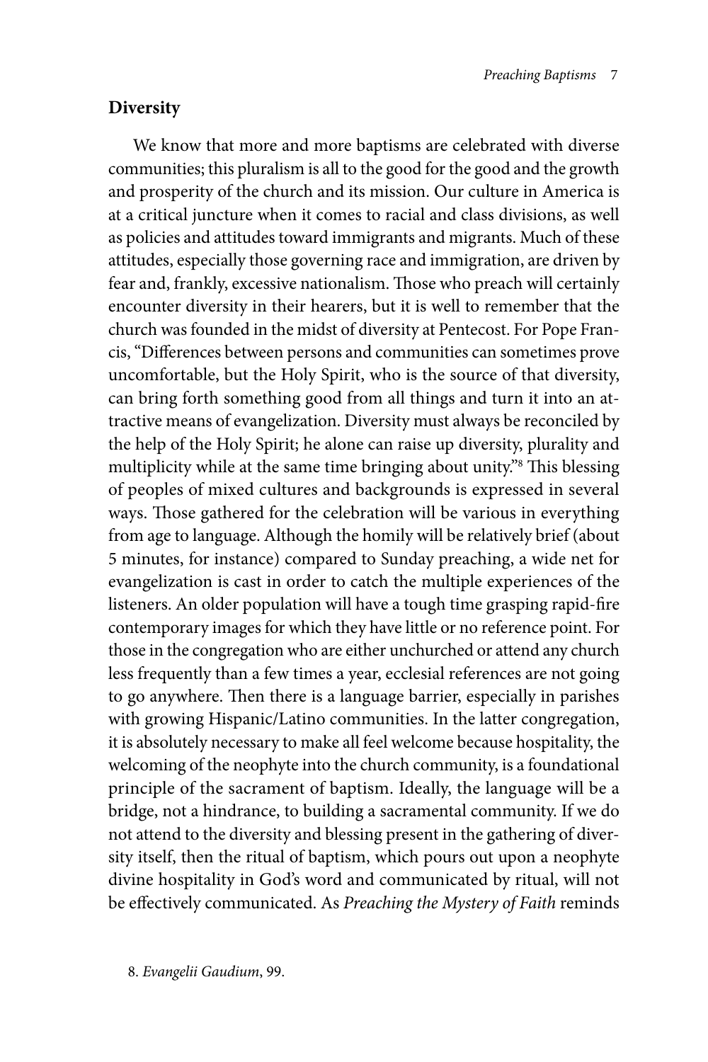## Diversity

We know that more and more baptisms are celebrated with diverse communities; this pluralism is all to the good for the good and the growth and prosperity of the church and its mission. Our culture in America is at a critical juncture when it comes to racial and class divisions, as well as policies and attitudes toward immigrants and migrants. Much of these attitudes, especially those governing race and immigration, are driven by fear and, frankly, excessive nationalism. Those who preach will certainly encounter diversity in their hearers, but it is well to remember that the church was founded in the midst of diversity at Pentecost. For Pope Francis, "Differences between persons and communities can sometimes prove uncomfortable, but the Holy Spirit, who is the source of that diversity, can bring forth something good from all things and turn it into an attractive means of evangelization. Diversity must always be reconciled by the help of the Holy Spirit; he alone can raise up diversity, plurality and multiplicity while at the same time bringing about unity."[8] This blessing of peoples of mixed cultures and backgrounds is expressed in several ways. Those gathered for the celebration will be various in everything from age to language. Although the homily will be relatively brief (about 5 minutes, for instance) compared to Sunday preaching, a wide net for evangelization is cast in order to catch the multiple experiences of the listeners. An older population will have a tough time grasping rapid-fire contemporary images for which they have little or no reference point. For those in the congregation who are either unchurched or attend any church less frequently than a few times a year, ecclesial references are not going to go anywhere. Then there is a language barrier, especially in parishes with growing Hispanic/Latino communities. In the latter congregation, it is absolutely necessary to make all feel welcome because hospitality, the welcoming of the neophyte into the church community, is a foundational principle of the sacrament of baptism. Ideally, the language will be a bridge, not a hindrance, to building a sacramental community. If we do not attend to the diversity and blessing present in the gathering of diversity itself, then the ritual of baptism, which pours out upon a neophyte divine hospitality in God's word and communicated by ritual, will not be effectively communicated. As *Preaching the Mystery of Faith* reminds

8. *Evangelii Gaudium*, 99.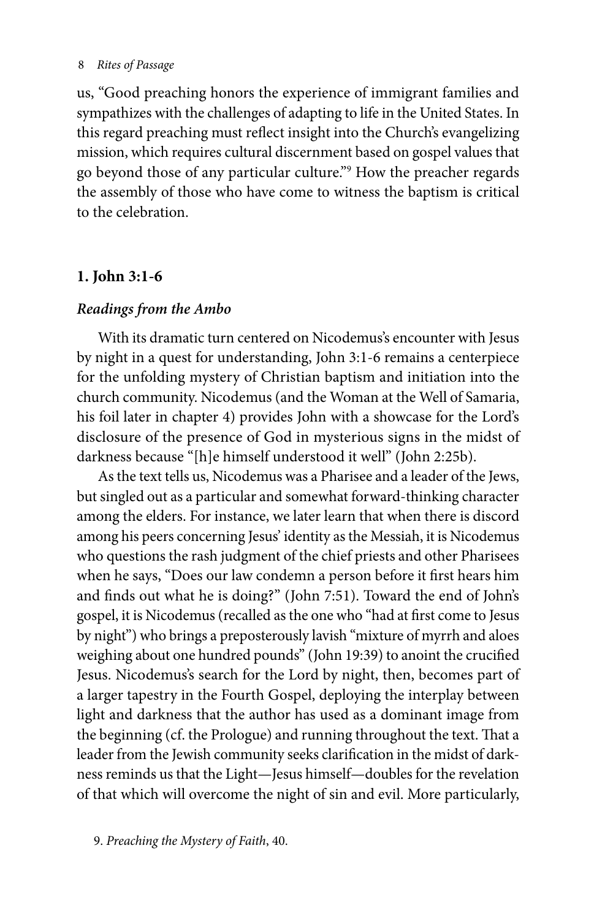us, "Good preaching honors the experience of immigrant families and sympathizes with the challenges of adapting to life in the United States. In this regard preaching must reflect insight into the Church's evangelizing mission, which requires cultural discernment based on gospel values that go beyond those of any particular culture."[9] How the preacher regards the assembly of those who have come to witness the baptism is critical to the celebration.

## 1. John 3:1-6

### *Readings from the Ambo*

With its dramatic turn centered on Nicodemus's encounter with Jesus by night in a quest for understanding, John 3:1-6 remains a centerpiece for the unfolding mystery of Christian baptism and initiation into the church community. Nicodemus (and the Woman at the Well of Samaria, his foil later in chapter 4) provides John with a showcase for the Lord's disclosure of the presence of God in mysterious signs in the midst of darkness because "[h]e himself understood it well" (John 2:25b).

As the text tells us, Nicodemus was a Pharisee and a leader of the Jews, but singled out as a particular and somewhat forward-thinking character among the elders. For instance, we later learn that when there is discord among his peers concerning Jesus' identity as the Messiah, it is Nicodemus who questions the rash judgment of the chief priests and other Pharisees when he says, "Does our law condemn a person before it first hears him and finds out what he is doing?" (John 7:51). Toward the end of John's gospel, it is Nicodemus (recalled as the one who "had at first come to Jesus by night") who brings a preposterously lavish "mixture of myrrh and aloes weighing about one hundred pounds" (John 19:39) to anoint the crucified Jesus. Nicodemus's search for the Lord by night, then, becomes part of a larger tapestry in the Fourth Gospel, deploying the interplay between light and darkness that the author has used as a dominant image from the beginning (cf. the Prologue) and running throughout the text. That a leader from the Jewish community seeks clarification in the midst of darkness reminds us that the Light—Jesus himself—doubles for the revelation of that which will overcome the night of sin and evil. More particularly,

9. *Preaching the Mystery of Faith*, 40.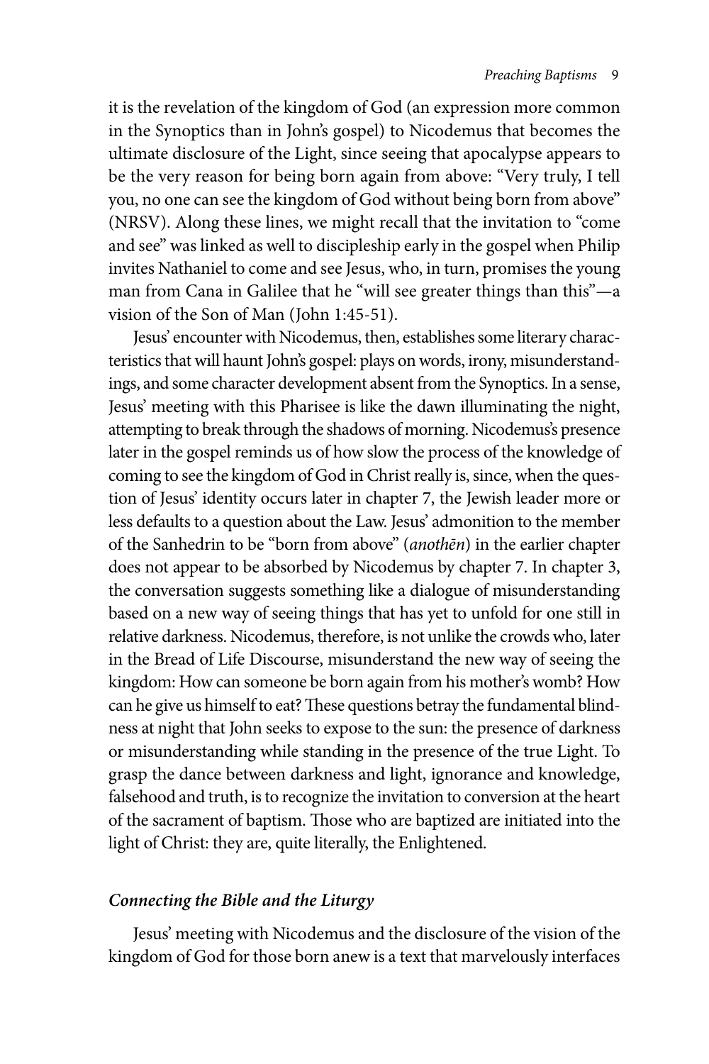it is the revelation of the kingdom of God (an expression more common in the Synoptics than in John's gospel) to Nicodemus that becomes the ultimate disclosure of the Light, since seeing that apocalypse appears to be the very reason for being born again from above: "Very truly, I tell you, no one can see the kingdom of God without being born from above" (NRSV). Along these lines, we might recall that the invitation to "come and see" was linked as well to discipleship early in the gospel when Philip invites Nathaniel to come and see Jesus, who, in turn, promises the young man from Cana in Galilee that he "will see greater things than this"—a vision of the Son of Man (John 1:45-51).

Jesus' encounter with Nicodemus, then, establishes some literary characteristics that will haunt John's gospel: plays on words, irony, misunderstandings, and some character development absent from the Synoptics. In a sense, Jesus' meeting with this Pharisee is like the dawn illuminating the night, attempting to break through the shadows of morning. Nicodemus's presence later in the gospel reminds us of how slow the process of the knowledge of coming to see the kingdom of God in Christ really is, since, when the question of Jesus' identity occurs later in chapter 7, the Jewish leader more or less defaults to a question about the Law. Jesus' admonition to the member of the Sanhedrin to be "born from above" (*anothēn*) in the earlier chapter does not appear to be absorbed by Nicodemus by chapter 7. In chapter 3, the conversation suggests something like a dialogue of misunderstanding based on a new way of seeing things that has yet to unfold for one still in relative darkness. Nicodemus, therefore, is not unlike the crowds who, later in the Bread of Life Discourse, misunderstand the new way of seeing the kingdom: How can someone be born again from his mother's womb? How can he give us himself to eat? These questions betray the fundamental blindness at night that John seeks to expose to the sun: the presence of darkness or misunderstanding while standing in the presence of the true Light. To grasp the dance between darkness and light, ignorance and knowledge, falsehood and truth, is to recognize the invitation to conversion at the heart of the sacrament of baptism. Those who are baptized are initiated into the light of Christ: they are, quite literally, the Enlightened.

### *Connecting the Bible and the Liturgy*

Jesus' meeting with Nicodemus and the disclosure of the vision of the kingdom of God for those born anew is a text that marvelously interfaces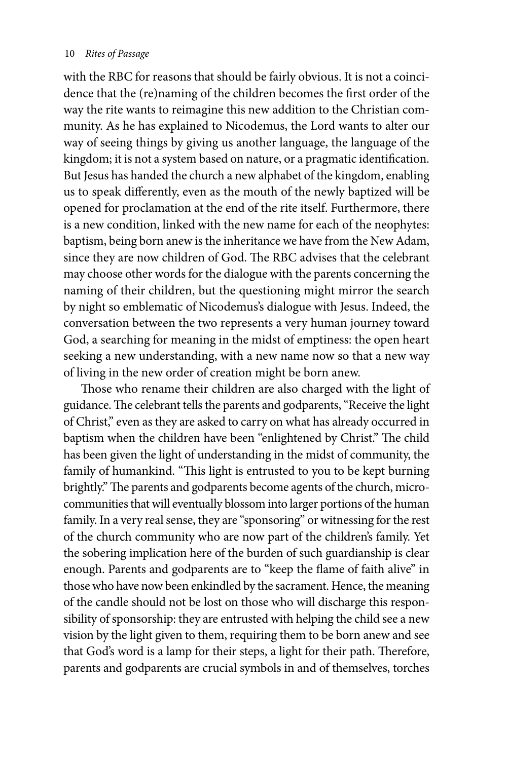with the RBC for reasons that should be fairly obvious. It is not a coincidence that the (re)naming of the children becomes the first order of the way the rite wants to reimagine this new addition to the Christian community. As he has explained to Nicodemus, the Lord wants to alter our way of seeing things by giving us another language, the language of the kingdom; it is not a system based on nature, or a pragmatic identification. But Jesus has handed the church a new alphabet of the kingdom, enabling us to speak differently, even as the mouth of the newly baptized will be opened for proclamation at the end of the rite itself. Furthermore, there is a new condition, linked with the new name for each of the neophytes: baptism, being born anew is the inheritance we have from the New Adam, since they are now children of God. The RBC advises that the celebrant may choose other words for the dialogue with the parents concerning the naming of their children, but the questioning might mirror the search by night so emblematic of Nicodemus's dialogue with Jesus. Indeed, the conversation between the two represents a very human journey toward God, a searching for meaning in the midst of emptiness: the open heart seeking a new understanding, with a new name now so that a new way of living in the new order of creation might be born anew.

Those who rename their children are also charged with the light of guidance. The celebrant tells the parents and godparents, "Receive the light of Christ," even as they are asked to carry on what has already occurred in baptism when the children have been "enlightened by Christ." The child has been given the light of understanding in the midst of community, the family of humankind. "This light is entrusted to you to be kept burning brightly." The parents and godparents become agents of the church, microcommunities that will eventually blossom into larger portions of the human family. In a very real sense, they are "sponsoring" or witnessing for the rest of the church community who are now part of the children's family. Yet the sobering implication here of the burden of such guardianship is clear enough. Parents and godparents are to "keep the flame of faith alive" in those who have now been enkindled by the sacrament. Hence, the meaning of the candle should not be lost on those who will discharge this responsibility of sponsorship: they are entrusted with helping the child see a new vision by the light given to them, requiring them to be born anew and see that God's word is a lamp for their steps, a light for their path. Therefore, parents and godparents are crucial symbols in and of themselves, torches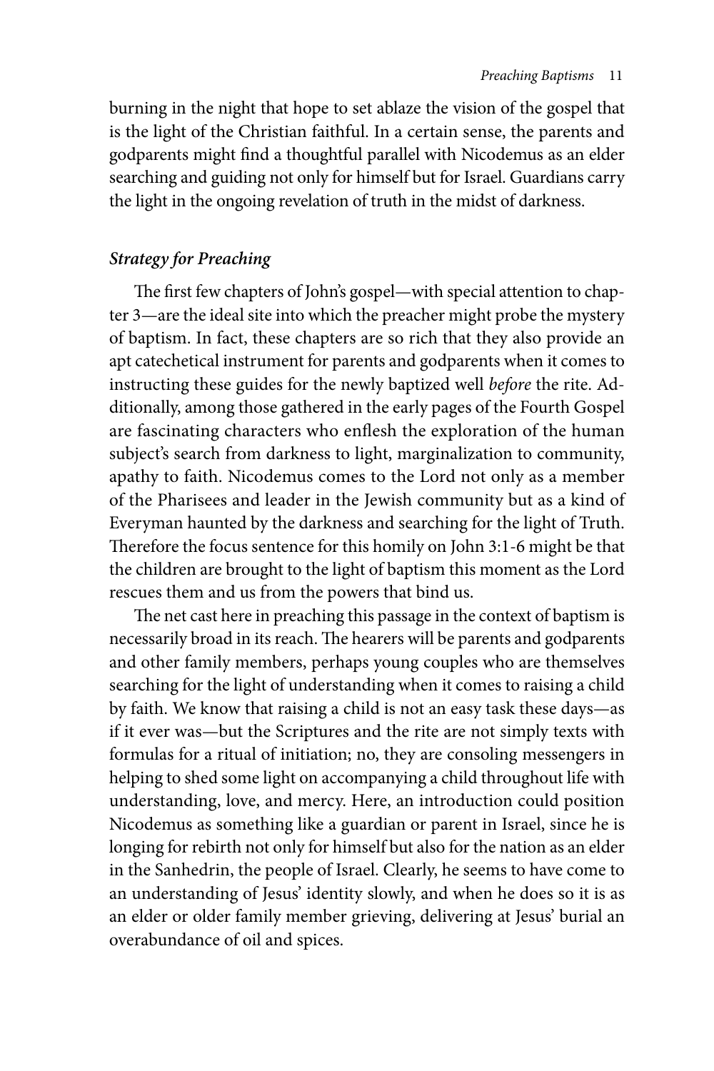burning in the night that hope to set ablaze the vision of the gospel that is the light of the Christian faithful. In a certain sense, the parents and godparents might find a thoughtful parallel with Nicodemus as an elder searching and guiding not only for himself but for Israel. Guardians carry the light in the ongoing revelation of truth in the midst of darkness.

### *Strategy for Preaching*

The first few chapters of John's gospel—with special attention to chapter 3—are the ideal site into which the preacher might probe the mystery of baptism. In fact, these chapters are so rich that they also provide an apt catechetical instrument for parents and godparents when it comes to instructing these guides for the newly baptized well *before* the rite. Additionally, among those gathered in the early pages of the Fourth Gospel are fascinating characters who enflesh the exploration of the human subject's search from darkness to light, marginalization to community, apathy to faith. Nicodemus comes to the Lord not only as a member of the Pharisees and leader in the Jewish community but as a kind of Everyman haunted by the darkness and searching for the light of Truth. Therefore the focus sentence for this homily on John 3:1-6 might be that the children are brought to the light of baptism this moment as the Lord rescues them and us from the powers that bind us.

The net cast here in preaching this passage in the context of baptism is necessarily broad in its reach. The hearers will be parents and godparents and other family members, perhaps young couples who are themselves searching for the light of understanding when it comes to raising a child by faith. We know that raising a child is not an easy task these days—as if it ever was—but the Scriptures and the rite are not simply texts with formulas for a ritual of initiation; no, they are consoling messengers in helping to shed some light on accompanying a child throughout life with understanding, love, and mercy. Here, an introduction could position Nicodemus as something like a guardian or parent in Israel, since he is longing for rebirth not only for himself but also for the nation as an elder in the Sanhedrin, the people of Israel. Clearly, he seems to have come to an understanding of Jesus' identity slowly, and when he does so it is as an elder or older family member grieving, delivering at Jesus' burial an overabundance of oil and spices.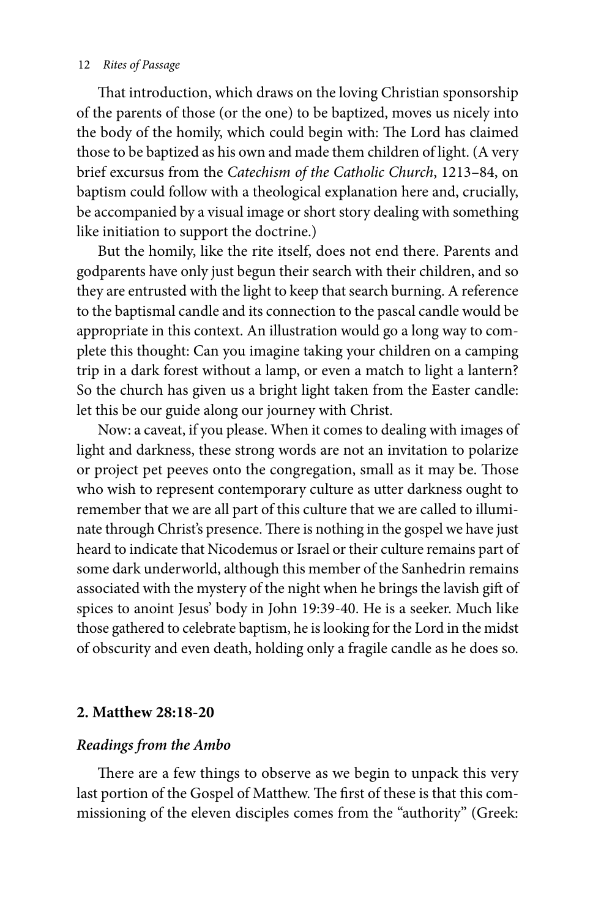That introduction, which draws on the loving Christian sponsorship of the parents of those (or the one) to be baptized, moves us nicely into the body of the homily, which could begin with: The Lord has claimed those to be baptized as his own and made them children of light. (A very brief excursus from the *Catechism of the Catholic Church*, 1213–84, on baptism could follow with a theological explanation here and, crucially, be accompanied by a visual image or short story dealing with something like initiation to support the doctrine.)

But the homily, like the rite itself, does not end there. Parents and godparents have only just begun their search with their children, and so they are entrusted with the light to keep that search burning. A reference to the baptismal candle and its connection to the pascal candle would be appropriate in this context. An illustration would go a long way to complete this thought: Can you imagine taking your children on a camping trip in a dark forest without a lamp, or even a match to light a lantern? So the church has given us a bright light taken from the Easter candle: let this be our guide along our journey with Christ.

Now: a caveat, if you please. When it comes to dealing with images of light and darkness, these strong words are not an invitation to polarize or project pet peeves onto the congregation, small as it may be. Those who wish to represent contemporary culture as utter darkness ought to remember that we are all part of this culture that we are called to illuminate through Christ's presence. There is nothing in the gospel we have just heard to indicate that Nicodemus or Israel or their culture remains part of some dark underworld, although this member of the Sanhedrin remains associated with the mystery of the night when he brings the lavish gift of spices to anoint Jesus' body in John 19:39-40. He is a seeker. Much like those gathered to celebrate baptism, he is looking for the Lord in the midst of obscurity and even death, holding only a fragile candle as he does so.

## 2. Matthew 28:18-20

### *Readings from the Ambo*

There are a few things to observe as we begin to unpack this very last portion of the Gospel of Matthew. The first of these is that this commissioning of the eleven disciples comes from the "authority" (Greek: